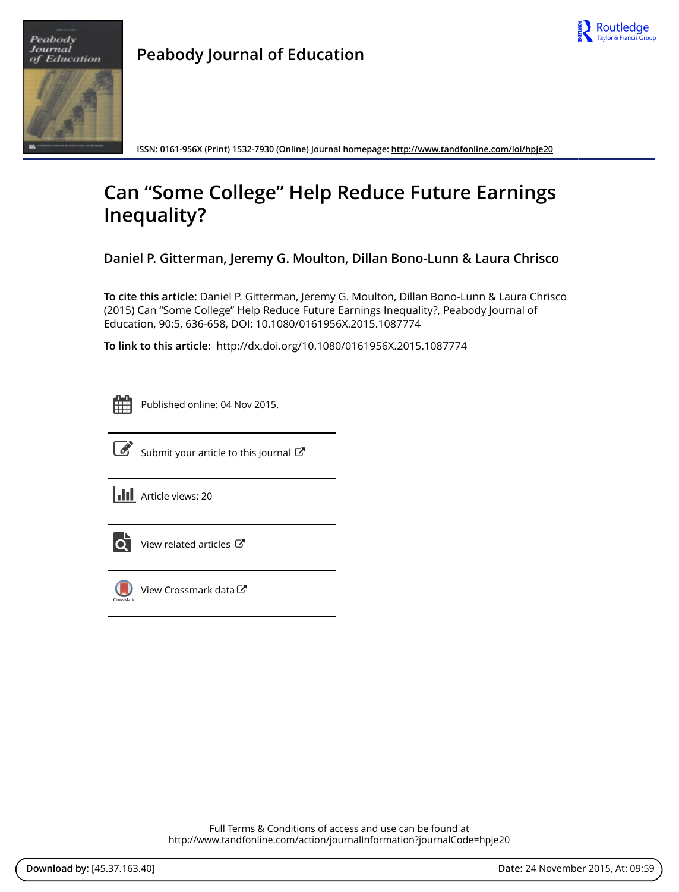# Peabody Journal of Education

ISSN: 0161-956X (Print) 1532-7930 (Online) Journal homepage: http://www.tandfonline.com/loi/hpje20

# Can "Some College" Help Reduce Future Earnings Inequality?

**Daniel P. Gitterman, Jeremy G. Moulton, Dillan Bono-Lunn & Laura Chrisco**

**To cite this article:** Daniel P. Gitterman, Jeremy G. Moulton, Dillan Bono-Lunn & Laura Chrisco (2015) Can "Some College" Help Reduce Future Earnings Inequality?, Peabody Journal of Education, 90:5, 636-658, DOI: 10.1080/0161956X.2015.1087774

**To link to this article:** http://dx.doi.org/10.1080/0161956X.2015.1087774

Published online: 04 Nov 2015.

Submit your article to this journal

Article views: 20

View related articles

View Crossmark data

Full Terms & Conditions of access and use can be found at
http://www.tandfonline.com/action/journalInformation?journalCode=hpje20

**Download by:** [45.37.163.40] **Date:** 24 November 2015, At: 09:59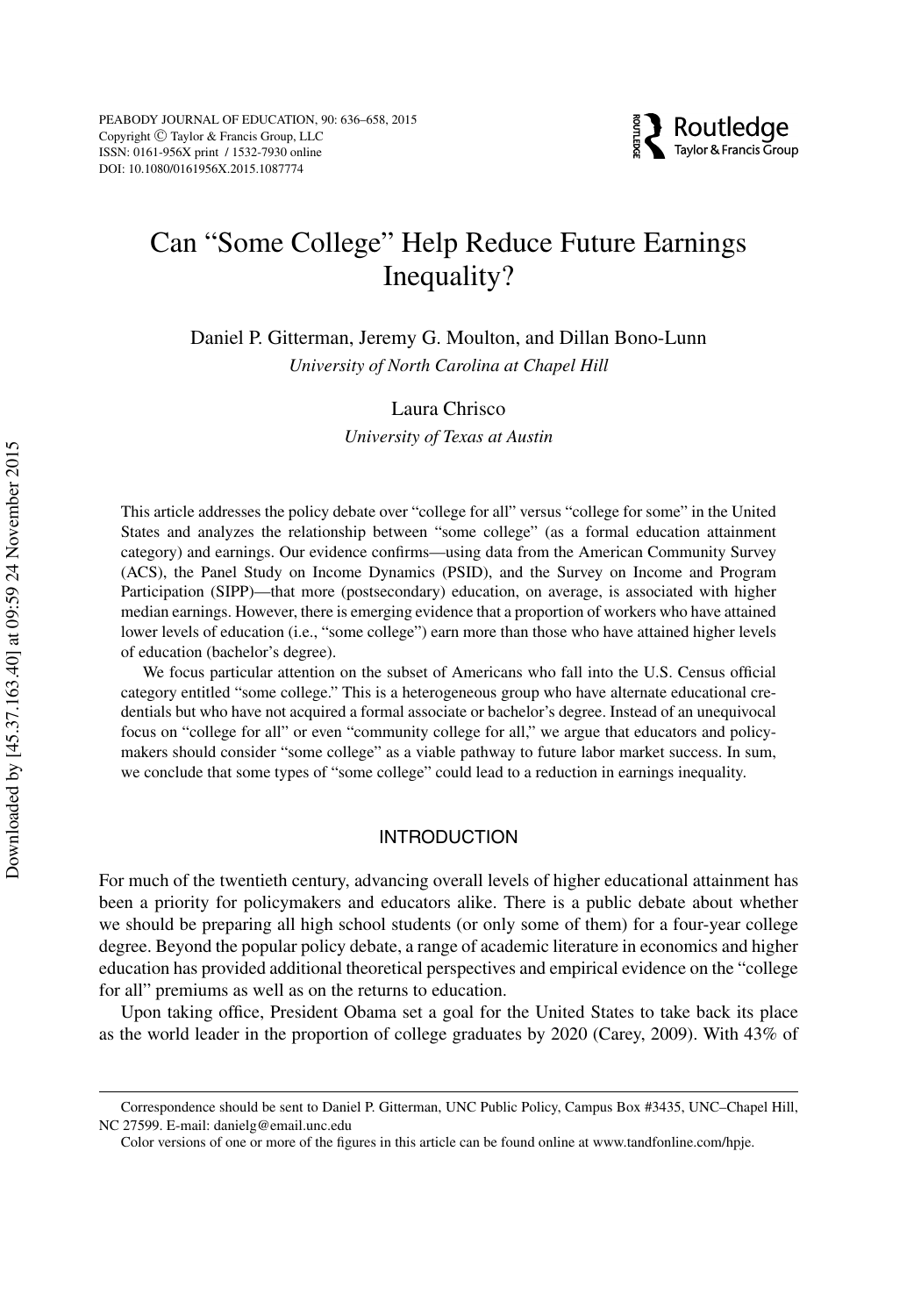# Can "Some College" Help Reduce Future Earnings Inequality?

Daniel P. Gitterman, Jeremy G. Moulton, and Dillan Bono-Lunn
*University of North Carolina at Chapel Hill*

Laura Chrisco
*University of Texas at Austin*

This article addresses the policy debate over "college for all" versus "college for some" in the United States and analyzes the relationship between "some college" (as a formal education attainment category) and earnings. Our evidence confirms—using data from the American Community Survey (ACS), the Panel Study on Income Dynamics (PSID), and the Survey on Income and Program Participation (SIPP)—that more (postsecondary) education, on average, is associated with higher median earnings. However, there is emerging evidence that a proportion of workers who have attained lower levels of education (i.e., "some college") earn more than those who have attained higher levels of education (bachelor's degree).

We focus particular attention on the subset of Americans who fall into the U.S. Census official category entitled "some college." This is a heterogeneous group who have alternate educational credentials but who have not acquired a formal associate or bachelor's degree. Instead of an unequivocal focus on "college for all" or even "community college for all," we argue that educators and policymakers should consider "some college" as a viable pathway to future labor market success. In sum, we conclude that some types of "some college" could lead to a reduction in earnings inequality.

## INTRODUCTION

For much of the twentieth century, advancing overall levels of higher educational attainment has been a priority for policymakers and educators alike. There is a public debate about whether we should be preparing all high school students (or only some of them) for a four-year college degree. Beyond the popular policy debate, a range of academic literature in economics and higher education has provided additional theoretical perspectives and empirical evidence on the "college for all" premiums as well as on the returns to education.

Upon taking office, President Obama set a goal for the United States to take back its place as the world leader in the proportion of college graduates by 2020 (Carey, 2009). With 43% of

Correspondence should be sent to Daniel P. Gitterman, UNC Public Policy, Campus Box #3435, UNC–Chapel Hill, NC 27599. E-mail: danielg@email.unc.edu

Color versions of one or more of the figures in this article can be found online at www.tandfonline.com/hpje.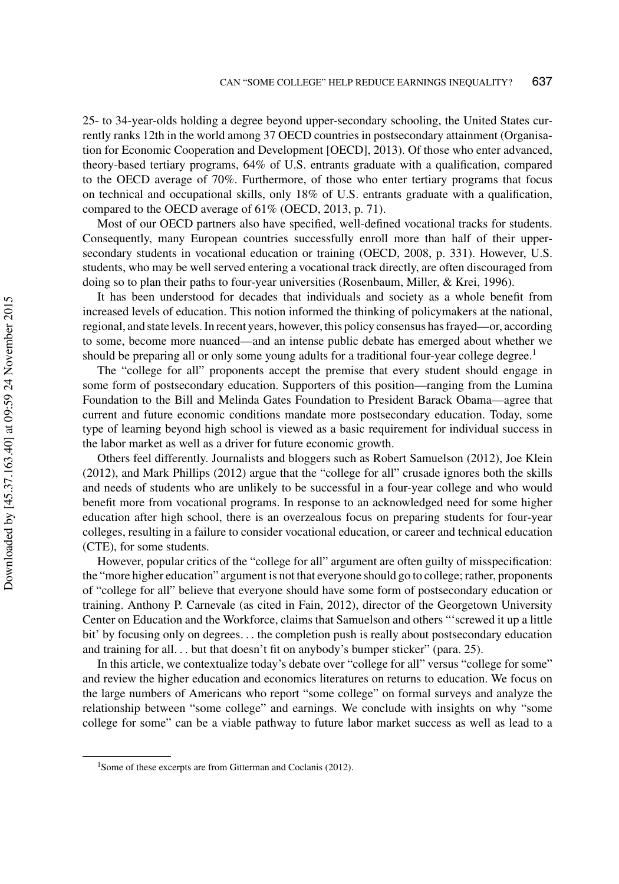25- to 34-year-olds holding a degree beyond upper-secondary schooling, the United States currently ranks 12th in the world among 37 OECD countries in postsecondary attainment (Organisation for Economic Cooperation and Development [OECD], 2013). Of those who enter advanced, theory-based tertiary programs, 64% of U.S. entrants graduate with a qualification, compared to the OECD average of 70%. Furthermore, of those who enter tertiary programs that focus on technical and occupational skills, only 18% of U.S. entrants graduate with a qualification, compared to the OECD average of 61% (OECD, 2013, p. 71).

Most of our OECD partners also have specified, well-defined vocational tracks for students. Consequently, many European countries successfully enroll more than half of their upper-secondary students in vocational education or training (OECD, 2008, p. 331). However, U.S. students, who may be well served entering a vocational track directly, are often discouraged from doing so to plan their paths to four-year universities (Rosenbaum, Miller, & Krei, 1996).

It has been understood for decades that individuals and society as a whole benefit from increased levels of education. This notion informed the thinking of policymakers at the national, regional, and state levels. In recent years, however, this policy consensus has frayed—or, according to some, become more nuanced—and an intense public debate has emerged about whether we should be preparing all or only some young adults for a traditional four-year college degree.[1]

The "college for all" proponents accept the premise that every student should engage in some form of postsecondary education. Supporters of this position—ranging from the Lumina Foundation to the Bill and Melinda Gates Foundation to President Barack Obama—agree that current and future economic conditions mandate more postsecondary education. Today, some type of learning beyond high school is viewed as a basic requirement for individual success in the labor market as well as a driver for future economic growth.

Others feel differently. Journalists and bloggers such as Robert Samuelson (2012), Joe Klein (2012), and Mark Phillips (2012) argue that the "college for all" crusade ignores both the skills and needs of students who are unlikely to be successful in a four-year college and who would benefit more from vocational programs. In response to an acknowledged need for some higher education after high school, there is an overzealous focus on preparing students for four-year colleges, resulting in a failure to consider vocational education, or career and technical education (CTE), for some students.

However, popular critics of the "college for all" argument are often guilty of misspecification: the "more higher education" argument is not that everyone should go to college; rather, proponents of "college for all" believe that everyone should have some form of postsecondary education or training. Anthony P. Carnevale (as cited in Fain, 2012), director of the Georgetown University Center on Education and the Workforce, claims that Samuelson and others "'screwed it up a little bit' by focusing only on degrees. . . the completion push is really about postsecondary education and training for all. . . but that doesn't fit on anybody's bumper sticker" (para. 25).

In this article, we contextualize today's debate over "college for all" versus "college for some" and review the higher education and economics literatures on returns to education. We focus on the large numbers of Americans who report "some college" on formal surveys and analyze the relationship between "some college" and earnings. We conclude with insights on why "some college for some" can be a viable pathway to future labor market success as well as lead to a

[1]Some of these excerpts are from Gitterman and Coclanis (2012).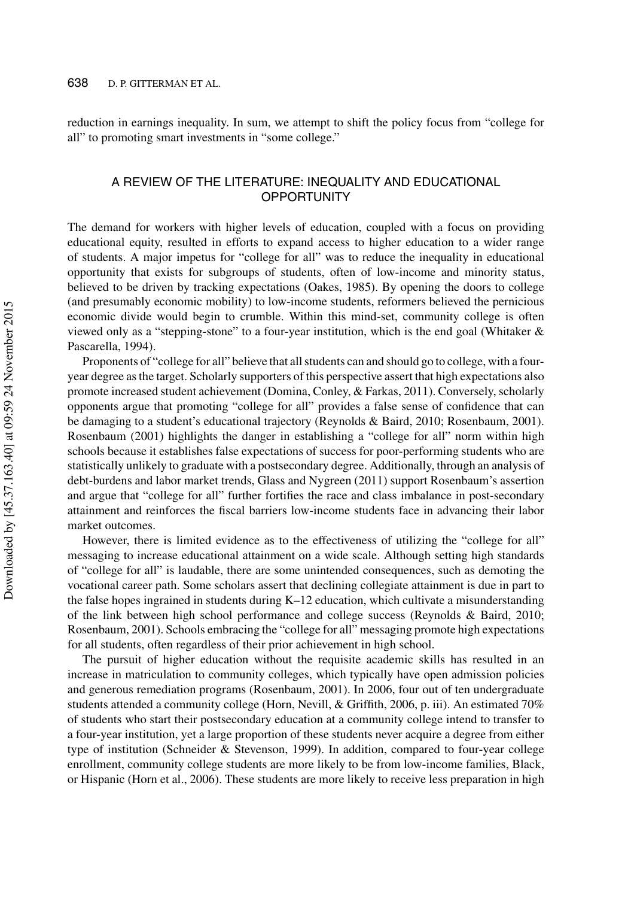reduction in earnings inequality. In sum, we attempt to shift the policy focus from "college for all" to promoting smart investments in "some college."

## A REVIEW OF THE LITERATURE: INEQUALITY AND EDUCATIONAL OPPORTUNITY

The demand for workers with higher levels of education, coupled with a focus on providing educational equity, resulted in efforts to expand access to higher education to a wider range of students. A major impetus for "college for all" was to reduce the inequality in educational opportunity that exists for subgroups of students, often of low-income and minority status, believed to be driven by tracking expectations (Oakes, 1985). By opening the doors to college (and presumably economic mobility) to low-income students, reformers believed the pernicious economic divide would begin to crumble. Within this mind-set, community college is often viewed only as a "stepping-stone" to a four-year institution, which is the end goal (Whitaker & Pascarella, 1994).

Proponents of "college for all" believe that all students can and should go to college, with a four-year degree as the target. Scholarly supporters of this perspective assert that high expectations also promote increased student achievement (Domina, Conley, & Farkas, 2011). Conversely, scholarly opponents argue that promoting "college for all" provides a false sense of confidence that can be damaging to a student's educational trajectory (Reynolds & Baird, 2010; Rosenbaum, 2001). Rosenbaum (2001) highlights the danger in establishing a "college for all" norm within high schools because it establishes false expectations of success for poor-performing students who are statistically unlikely to graduate with a postsecondary degree. Additionally, through an analysis of debt-burdens and labor market trends, Glass and Nygreen (2011) support Rosenbaum's assertion and argue that "college for all" further fortifies the race and class imbalance in post-secondary attainment and reinforces the fiscal barriers low-income students face in advancing their labor market outcomes.

However, there is limited evidence as to the effectiveness of utilizing the "college for all" messaging to increase educational attainment on a wide scale. Although setting high standards of "college for all" is laudable, there are some unintended consequences, such as demoting the vocational career path. Some scholars assert that declining collegiate attainment is due in part to the false hopes ingrained in students during K–12 education, which cultivate a misunderstanding of the link between high school performance and college success (Reynolds & Baird, 2010; Rosenbaum, 2001). Schools embracing the "college for all" messaging promote high expectations for all students, often regardless of their prior achievement in high school.

The pursuit of higher education without the requisite academic skills has resulted in an increase in matriculation to community colleges, which typically have open admission policies and generous remediation programs (Rosenbaum, 2001). In 2006, four out of ten undergraduate students attended a community college (Horn, Nevill, & Griffith, 2006, p. iii). An estimated 70% of students who start their postsecondary education at a community college intend to transfer to a four-year institution, yet a large proportion of these students never acquire a degree from either type of institution (Schneider & Stevenson, 1999). In addition, compared to four-year college enrollment, community college students are more likely to be from low-income families, Black, or Hispanic (Horn et al., 2006). These students are more likely to receive less preparation in high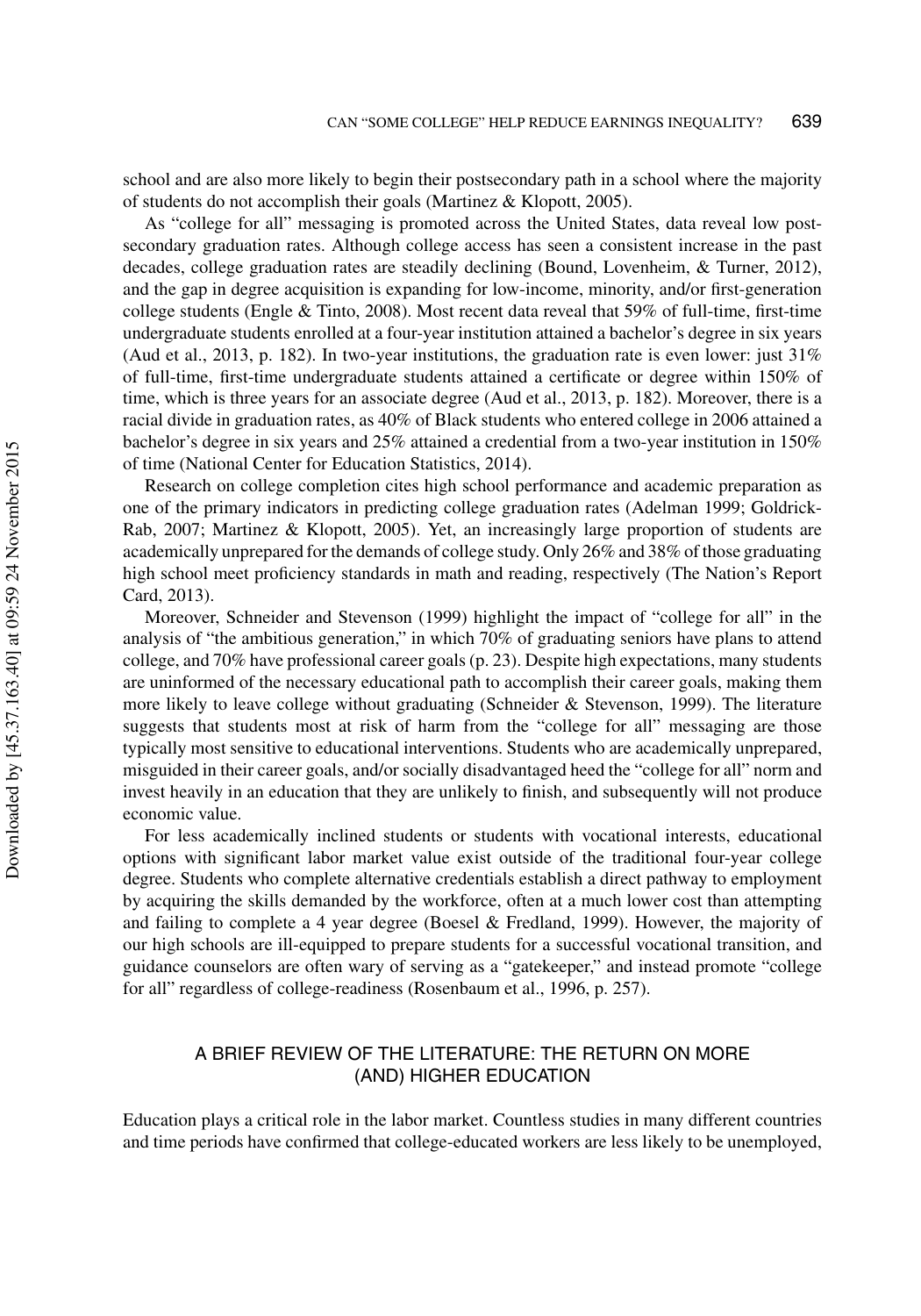school and are also more likely to begin their postsecondary path in a school where the majority of students do not accomplish their goals (Martinez & Klopott, 2005).

As "college for all" messaging is promoted across the United States, data reveal low postsecondary graduation rates. Although college access has seen a consistent increase in the past decades, college graduation rates are steadily declining (Bound, Lovenheim, & Turner, 2012), and the gap in degree acquisition is expanding for low-income, minority, and/or first-generation college students (Engle & Tinto, 2008). Most recent data reveal that 59% of full-time, first-time undergraduate students enrolled at a four-year institution attained a bachelor's degree in six years (Aud et al., 2013, p. 182). In two-year institutions, the graduation rate is even lower: just 31% of full-time, first-time undergraduate students attained a certificate or degree within 150% of time, which is three years for an associate degree (Aud et al., 2013, p. 182). Moreover, there is a racial divide in graduation rates, as 40% of Black students who entered college in 2006 attained a bachelor's degree in six years and 25% attained a credential from a two-year institution in 150% of time (National Center for Education Statistics, 2014).

Research on college completion cites high school performance and academic preparation as one of the primary indicators in predicting college graduation rates (Adelman 1999; Goldrick-Rab, 2007; Martinez & Klopott, 2005). Yet, an increasingly large proportion of students are academically unprepared for the demands of college study. Only 26% and 38% of those graduating high school meet proficiency standards in math and reading, respectively (The Nation's Report Card, 2013).

Moreover, Schneider and Stevenson (1999) highlight the impact of "college for all" in the analysis of "the ambitious generation," in which 70% of graduating seniors have plans to attend college, and 70% have professional career goals (p. 23). Despite high expectations, many students are uninformed of the necessary educational path to accomplish their career goals, making them more likely to leave college without graduating (Schneider & Stevenson, 1999). The literature suggests that students most at risk of harm from the "college for all" messaging are those typically most sensitive to educational interventions. Students who are academically unprepared, misguided in their career goals, and/or socially disadvantaged heed the "college for all" norm and invest heavily in an education that they are unlikely to finish, and subsequently will not produce economic value.

For less academically inclined students or students with vocational interests, educational options with significant labor market value exist outside of the traditional four-year college degree. Students who complete alternative credentials establish a direct pathway to employment by acquiring the skills demanded by the workforce, often at a much lower cost than attempting and failing to complete a 4 year degree (Boesel & Fredland, 1999). However, the majority of our high schools are ill-equipped to prepare students for a successful vocational transition, and guidance counselors are often wary of serving as a "gatekeeper," and instead promote "college for all" regardless of college-readiness (Rosenbaum et al., 1996, p. 257).

## A BRIEF REVIEW OF THE LITERATURE: THE RETURN ON MORE (AND) HIGHER EDUCATION

Education plays a critical role in the labor market. Countless studies in many different countries and time periods have confirmed that college-educated workers are less likely to be unemployed,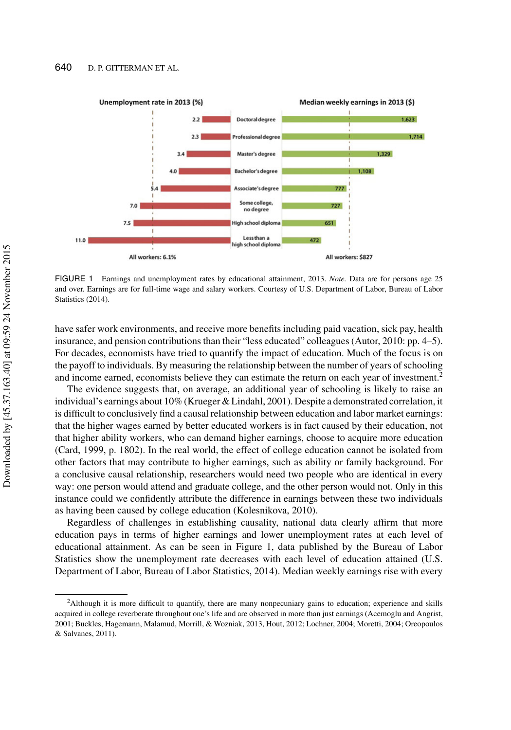| Educational attainment | Unemployment rate in 2013 (%) | Median weekly earnings in 2013 ($) |
|---|---|---|
| Doctoral degree | 2.2 | 1,623 |
| Professional degree | 2.3 | 1,714 |
| Master's degree | 3.4 | 1,329 |
| Bachelor's degree | 4.0 | 1,108 |
| Associate's degree | 5.4 | 777 |
| Some college, no degree | 7.0 | 727 |
| High school diploma | 7.5 | 651 |
| Less than a high school diploma | 11.0 | 472 |
| All workers | 6.1% | $827 |

FIGURE 1 Earnings and unemployment rates by educational attainment, 2013. *Note.* Data are for persons age 25 and over. Earnings are for full-time wage and salary workers. Courtesy of U.S. Department of Labor, Bureau of Labor Statistics (2014).

have safer work environments, and receive more benefits including paid vacation, sick pay, health insurance, and pension contributions than their "less educated" colleagues (Autor, 2010: pp. 4–5). For decades, economists have tried to quantify the impact of education. Much of the focus is on the payoff to individuals. By measuring the relationship between the number of years of schooling and income earned, economists believe they can estimate the return on each year of investment.[2]

The evidence suggests that, on average, an additional year of schooling is likely to raise an individual's earnings about 10% (Krueger & Lindahl, 2001). Despite a demonstrated correlation, it is difficult to conclusively find a causal relationship between education and labor market earnings: that the higher wages earned by better educated workers is in fact caused by their education, not that higher ability workers, who can demand higher earnings, choose to acquire more education (Card, 1999, p. 1802). In the real world, the effect of college education cannot be isolated from other factors that may contribute to higher earnings, such as ability or family background. For a conclusive causal relationship, researchers would need two people who are identical in every way: one person would attend and graduate college, and the other person would not. Only in this instance could we confidently attribute the difference in earnings between these two individuals as having been caused by college education (Kolesnikova, 2010).

Regardless of challenges in establishing causality, national data clearly affirm that more education pays in terms of higher earnings and lower unemployment rates at each level of educational attainment. As can be seen in Figure 1, data published by the Bureau of Labor Statistics show the unemployment rate decreases with each level of education attained (U.S. Department of Labor, Bureau of Labor Statistics, 2014). Median weekly earnings rise with every

---

[2]Although it is more difficult to quantify, there are many nonpecuniary gains to education; experience and skills acquired in college reverberate throughout one's life and are observed in more than just earnings (Acemoglu and Angrist, 2001; Buckles, Hagemann, Malamud, Morrill, & Wozniak, 2013, Hout, 2012; Lochner, 2004; Moretti, 2004; Oreopoulos & Salvanes, 2011).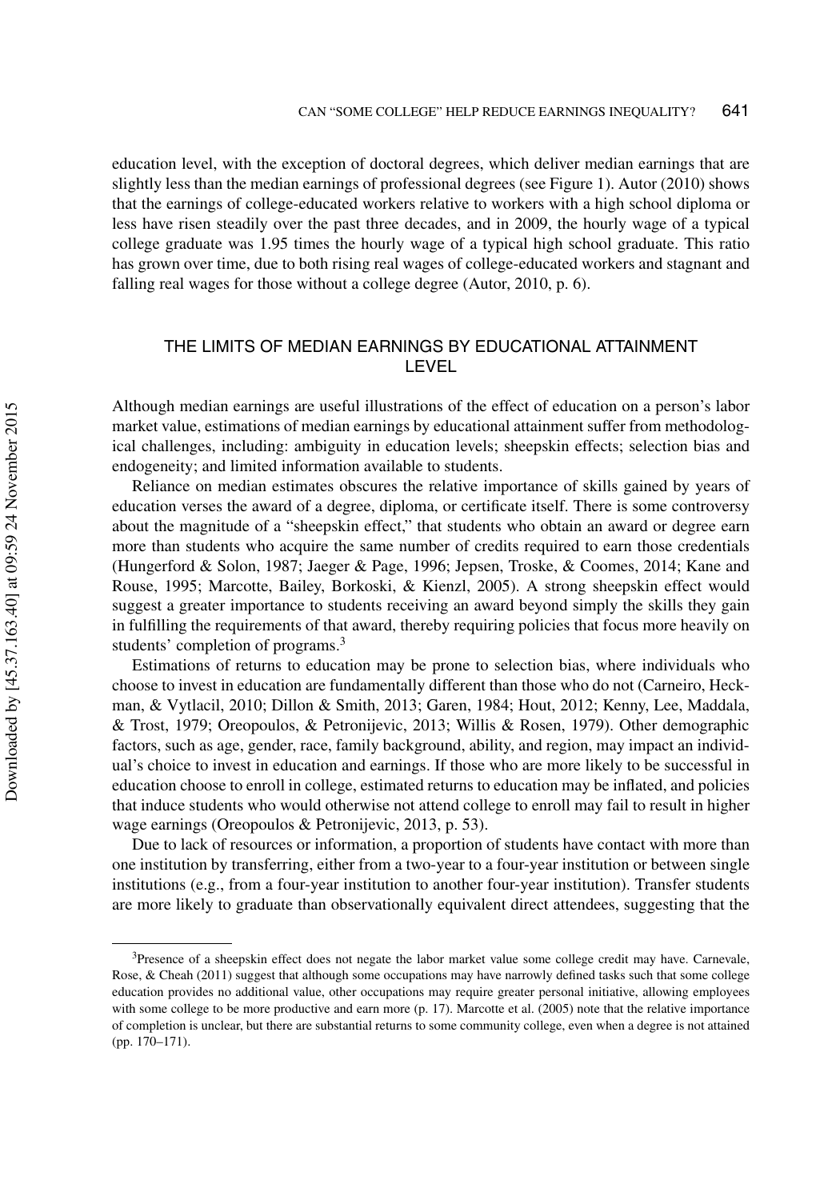education level, with the exception of doctoral degrees, which deliver median earnings that are slightly less than the median earnings of professional degrees (see Figure 1). Autor (2010) shows that the earnings of college-educated workers relative to workers with a high school diploma or less have risen steadily over the past three decades, and in 2009, the hourly wage of a typical college graduate was 1.95 times the hourly wage of a typical high school graduate. This ratio has grown over time, due to both rising real wages of college-educated workers and stagnant and falling real wages for those without a college degree (Autor, 2010, p. 6).

## THE LIMITS OF MEDIAN EARNINGS BY EDUCATIONAL ATTAINMENT LEVEL

Although median earnings are useful illustrations of the effect of education on a person's labor market value, estimations of median earnings by educational attainment suffer from methodological challenges, including: ambiguity in education levels; sheepskin effects; selection bias and endogeneity; and limited information available to students.

Reliance on median estimates obscures the relative importance of skills gained by years of education verses the award of a degree, diploma, or certificate itself. There is some controversy about the magnitude of a "sheepskin effect," that students who obtain an award or degree earn more than students who acquire the same number of credits required to earn those credentials (Hungerford & Solon, 1987; Jaeger & Page, 1996; Jepsen, Troske, & Coomes, 2014; Kane and Rouse, 1995; Marcotte, Bailey, Borkoski, & Kienzl, 2005). A strong sheepskin effect would suggest a greater importance to students receiving an award beyond simply the skills they gain in fulfilling the requirements of that award, thereby requiring policies that focus more heavily on students' completion of programs.[3]

Estimations of returns to education may be prone to selection bias, where individuals who choose to invest in education are fundamentally different than those who do not (Carneiro, Heckman, & Vytlacil, 2010; Dillon & Smith, 2013; Garen, 1984; Hout, 2012; Kenny, Lee, Maddala, & Trost, 1979; Oreopoulos, & Petronijevic, 2013; Willis & Rosen, 1979). Other demographic factors, such as age, gender, race, family background, ability, and region, may impact an individual's choice to invest in education and earnings. If those who are more likely to be successful in education choose to enroll in college, estimated returns to education may be inflated, and policies that induce students who would otherwise not attend college to enroll may fail to result in higher wage earnings (Oreopoulos & Petronijevic, 2013, p. 53).

Due to lack of resources or information, a proportion of students have contact with more than one institution by transferring, either from a two-year to a four-year institution or between single institutions (e.g., from a four-year institution to another four-year institution). Transfer students are more likely to graduate than observationally equivalent direct attendees, suggesting that the

[3]Presence of a sheepskin effect does not negate the labor market value some college credit may have. Carnevale, Rose, & Cheah (2011) suggest that although some occupations may have narrowly defined tasks such that some college education provides no additional value, other occupations may require greater personal initiative, allowing employees with some college to be more productive and earn more (p. 17). Marcotte et al. (2005) note that the relative importance of completion is unclear, but there are substantial returns to some community college, even when a degree is not attained (pp. 170–171).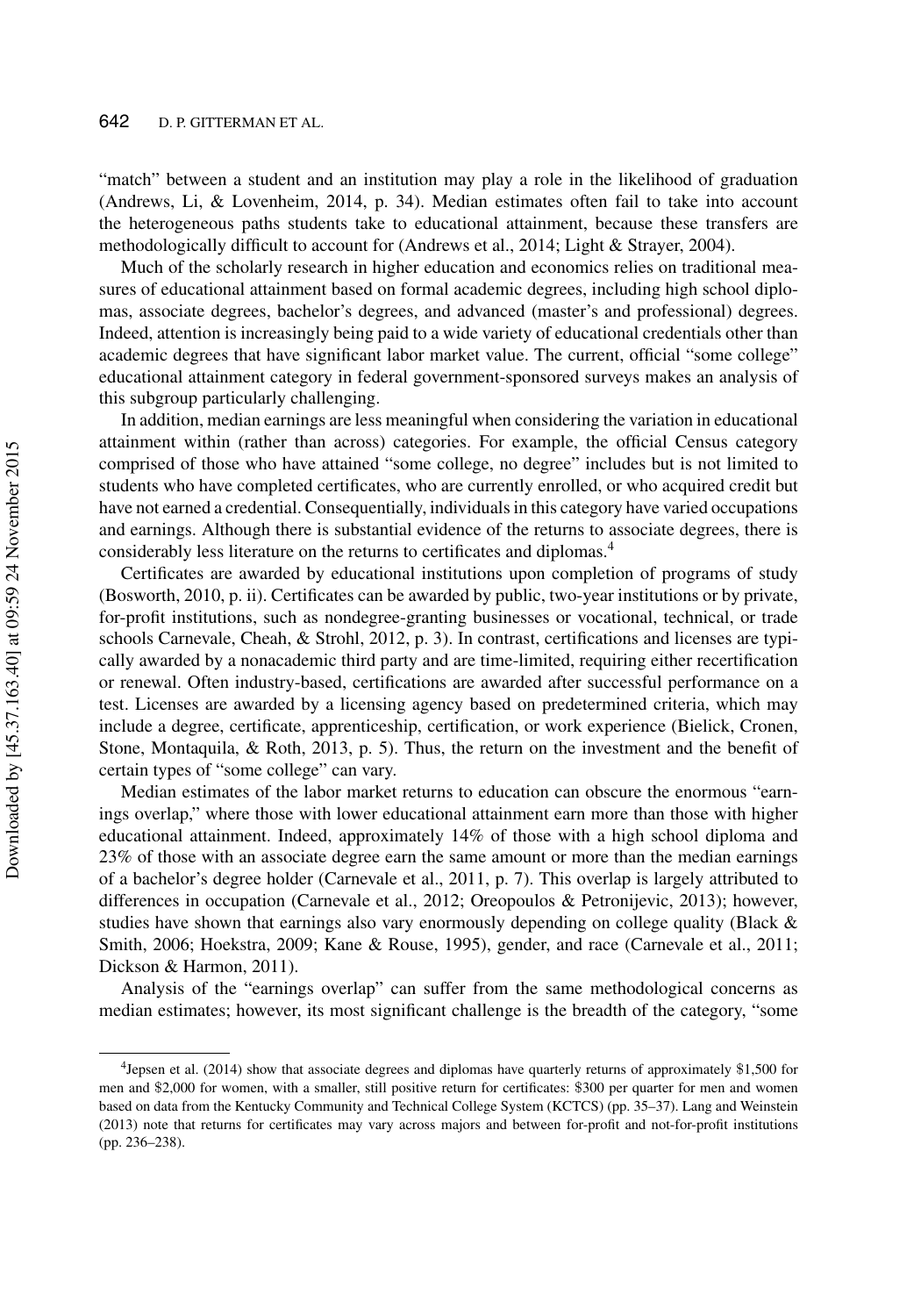"match" between a student and an institution may play a role in the likelihood of graduation (Andrews, Li, & Lovenheim, 2014, p. 34). Median estimates often fail to take into account the heterogeneous paths students take to educational attainment, because these transfers are methodologically difficult to account for (Andrews et al., 2014; Light & Strayer, 2004).

Much of the scholarly research in higher education and economics relies on traditional measures of educational attainment based on formal academic degrees, including high school diplomas, associate degrees, bachelor's degrees, and advanced (master's and professional) degrees. Indeed, attention is increasingly being paid to a wide variety of educational credentials other than academic degrees that have significant labor market value. The current, official "some college" educational attainment category in federal government-sponsored surveys makes an analysis of this subgroup particularly challenging.

In addition, median earnings are less meaningful when considering the variation in educational attainment within (rather than across) categories. For example, the official Census category comprised of those who have attained "some college, no degree" includes but is not limited to students who have completed certificates, who are currently enrolled, or who acquired credit but have not earned a credential. Consequentially, individuals in this category have varied occupations and earnings. Although there is substantial evidence of the returns to associate degrees, there is considerably less literature on the returns to certificates and diplomas.[4]

Certificates are awarded by educational institutions upon completion of programs of study (Bosworth, 2010, p. ii). Certificates can be awarded by public, two-year institutions or by private, for-profit institutions, such as nondegree-granting businesses or vocational, technical, or trade schools Carnevale, Cheah, & Strohl, 2012, p. 3). In contrast, certifications and licenses are typically awarded by a nonacademic third party and are time-limited, requiring either recertification or renewal. Often industry-based, certifications are awarded after successful performance on a test. Licenses are awarded by a licensing agency based on predetermined criteria, which may include a degree, certificate, apprenticeship, certification, or work experience (Bielick, Cronen, Stone, Montaquila, & Roth, 2013, p. 5). Thus, the return on the investment and the benefit of certain types of "some college" can vary.

Median estimates of the labor market returns to education can obscure the enormous "earnings overlap," where those with lower educational attainment earn more than those with higher educational attainment. Indeed, approximately 14% of those with a high school diploma and 23% of those with an associate degree earn the same amount or more than the median earnings of a bachelor's degree holder (Carnevale et al., 2011, p. 7). This overlap is largely attributed to differences in occupation (Carnevale et al., 2012; Oreopoulos & Petronijevic, 2013); however, studies have shown that earnings also vary enormously depending on college quality (Black & Smith, 2006; Hoekstra, 2009; Kane & Rouse, 1995), gender, and race (Carnevale et al., 2011; Dickson & Harmon, 2011).

Analysis of the "earnings overlap" can suffer from the same methodological concerns as median estimates; however, its most significant challenge is the breadth of the category, "some

---

[4]Jepsen et al. (2014) show that associate degrees and diplomas have quarterly returns of approximately $1,500 for men and $2,000 for women, with a smaller, still positive return for certificates: $300 per quarter for men and women based on data from the Kentucky Community and Technical College System (KCTCS) (pp. 35–37). Lang and Weinstein (2013) note that returns for certificates may vary across majors and between for-profit and not-for-profit institutions (pp. 236–238).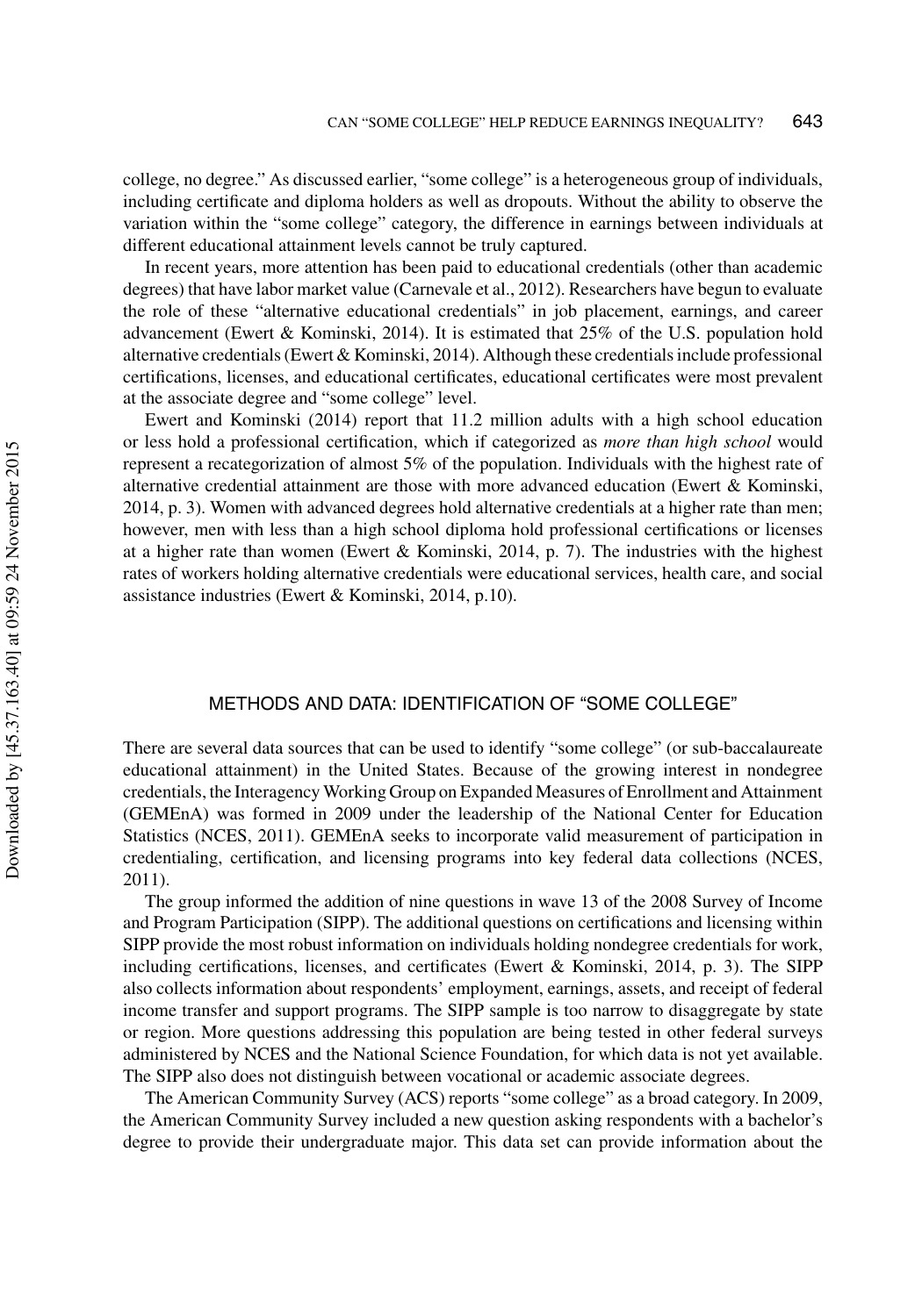college, no degree." As discussed earlier, "some college" is a heterogeneous group of individuals, including certificate and diploma holders as well as dropouts. Without the ability to observe the variation within the "some college" category, the difference in earnings between individuals at different educational attainment levels cannot be truly captured.

In recent years, more attention has been paid to educational credentials (other than academic degrees) that have labor market value (Carnevale et al., 2012). Researchers have begun to evaluate the role of these "alternative educational credentials" in job placement, earnings, and career advancement (Ewert & Kominski, 2014). It is estimated that 25% of the U.S. population hold alternative credentials (Ewert & Kominski, 2014). Although these credentials include professional certifications, licenses, and educational certificates, educational certificates were most prevalent at the associate degree and "some college" level.

Ewert and Kominski (2014) report that 11.2 million adults with a high school education or less hold a professional certification, which if categorized as *more than high school* would represent a recategorization of almost 5% of the population. Individuals with the highest rate of alternative credential attainment are those with more advanced education (Ewert & Kominski, 2014, p. 3). Women with advanced degrees hold alternative credentials at a higher rate than men; however, men with less than a high school diploma hold professional certifications or licenses at a higher rate than women (Ewert & Kominski, 2014, p. 7). The industries with the highest rates of workers holding alternative credentials were educational services, health care, and social assistance industries (Ewert & Kominski, 2014, p.10).

## METHODS AND DATA: IDENTIFICATION OF "SOME COLLEGE"

There are several data sources that can be used to identify "some college" (or sub-baccalaureate educational attainment) in the United States. Because of the growing interest in nondegree credentials, the Interagency Working Group on Expanded Measures of Enrollment and Attainment (GEMEnA) was formed in 2009 under the leadership of the National Center for Education Statistics (NCES, 2011). GEMEnA seeks to incorporate valid measurement of participation in credentialing, certification, and licensing programs into key federal data collections (NCES, 2011).

The group informed the addition of nine questions in wave 13 of the 2008 Survey of Income and Program Participation (SIPP). The additional questions on certifications and licensing within SIPP provide the most robust information on individuals holding nondegree credentials for work, including certifications, licenses, and certificates (Ewert & Kominski, 2014, p. 3). The SIPP also collects information about respondents' employment, earnings, assets, and receipt of federal income transfer and support programs. The SIPP sample is too narrow to disaggregate by state or region. More questions addressing this population are being tested in other federal surveys administered by NCES and the National Science Foundation, for which data is not yet available. The SIPP also does not distinguish between vocational or academic associate degrees.

The American Community Survey (ACS) reports "some college" as a broad category. In 2009, the American Community Survey included a new question asking respondents with a bachelor's degree to provide their undergraduate major. This data set can provide information about the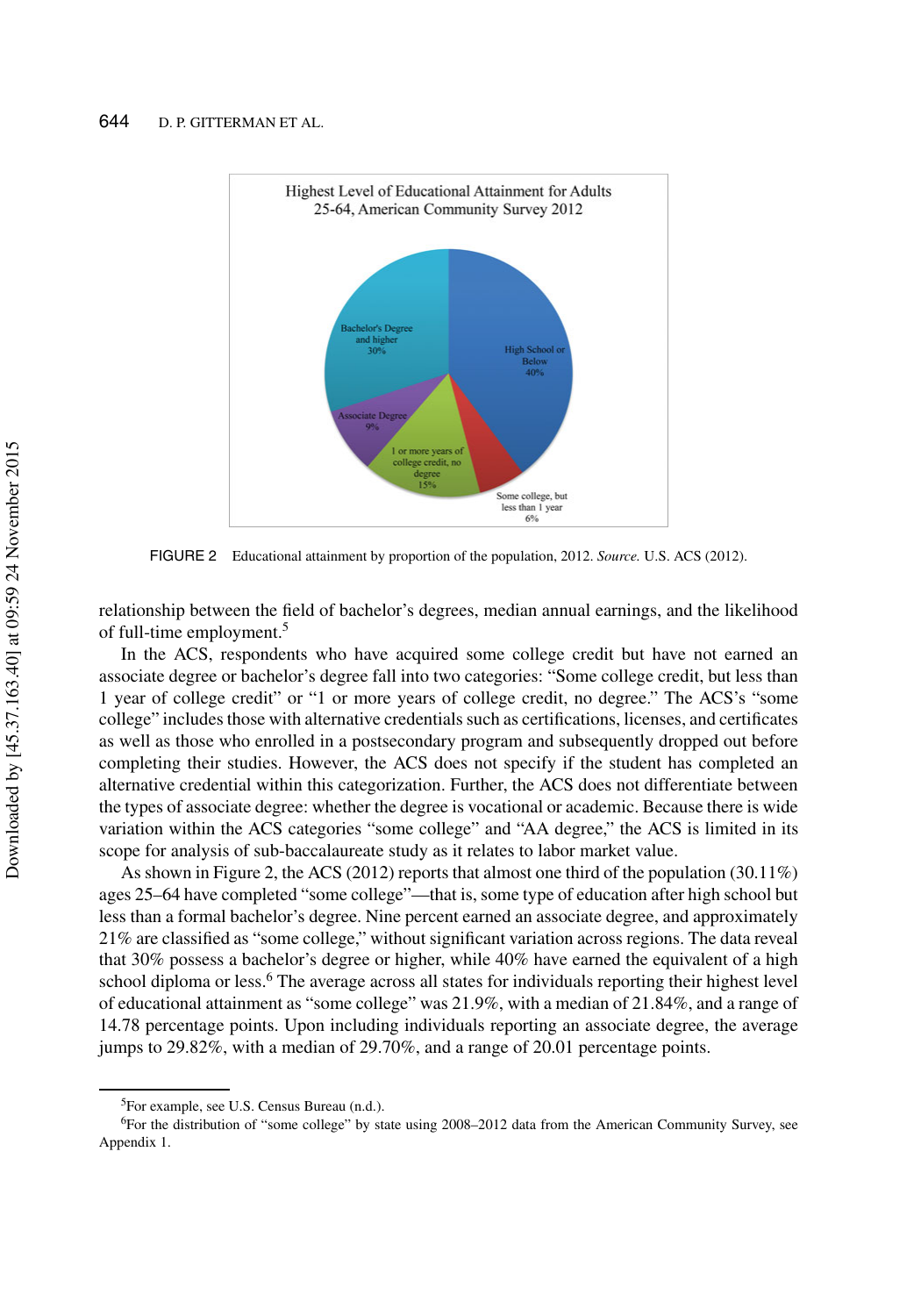Highest Level of Educational Attainment for Adults 25-64, American Community Survey 2012

- High School or Below 40%
- Some college, but less than 1 year 6%
- 1 or more years of college credit, no degree 15%
- Associate Degree 9%
- Bachelor's Degree and higher 30%

FIGURE 2 Educational attainment by proportion of the population, 2012. *Source.* U.S. ACS (2012).

relationship between the field of bachelor's degrees, median annual earnings, and the likelihood of full-time employment.[5]

In the ACS, respondents who have acquired some college credit but have not earned an associate degree or bachelor's degree fall into two categories: "Some college credit, but less than 1 year of college credit" or "1 or more years of college credit, no degree." The ACS's "some college" includes those with alternative credentials such as certifications, licenses, and certificates as well as those who enrolled in a postsecondary program and subsequently dropped out before completing their studies. However, the ACS does not specify if the student has completed an alternative credential within this categorization. Further, the ACS does not differentiate between the types of associate degree: whether the degree is vocational or academic. Because there is wide variation within the ACS categories "some college" and "AA degree," the ACS is limited in its scope for analysis of sub-baccalaureate study as it relates to labor market value.

As shown in Figure 2, the ACS (2012) reports that almost one third of the population (30.11%) ages 25–64 have completed "some college"—that is, some type of education after high school but less than a formal bachelor's degree. Nine percent earned an associate degree, and approximately 21% are classified as "some college," without significant variation across regions. The data reveal that 30% possess a bachelor's degree or higher, while 40% have earned the equivalent of a high school diploma or less.[6] The average across all states for individuals reporting their highest level of educational attainment as "some college" was 21.9%, with a median of 21.84%, and a range of 14.78 percentage points. Upon including individuals reporting an associate degree, the average jumps to 29.82%, with a median of 29.70%, and a range of 20.01 percentage points.

[5]For example, see U.S. Census Bureau (n.d.).

[6]For the distribution of "some college" by state using 2008–2012 data from the American Community Survey, see Appendix 1.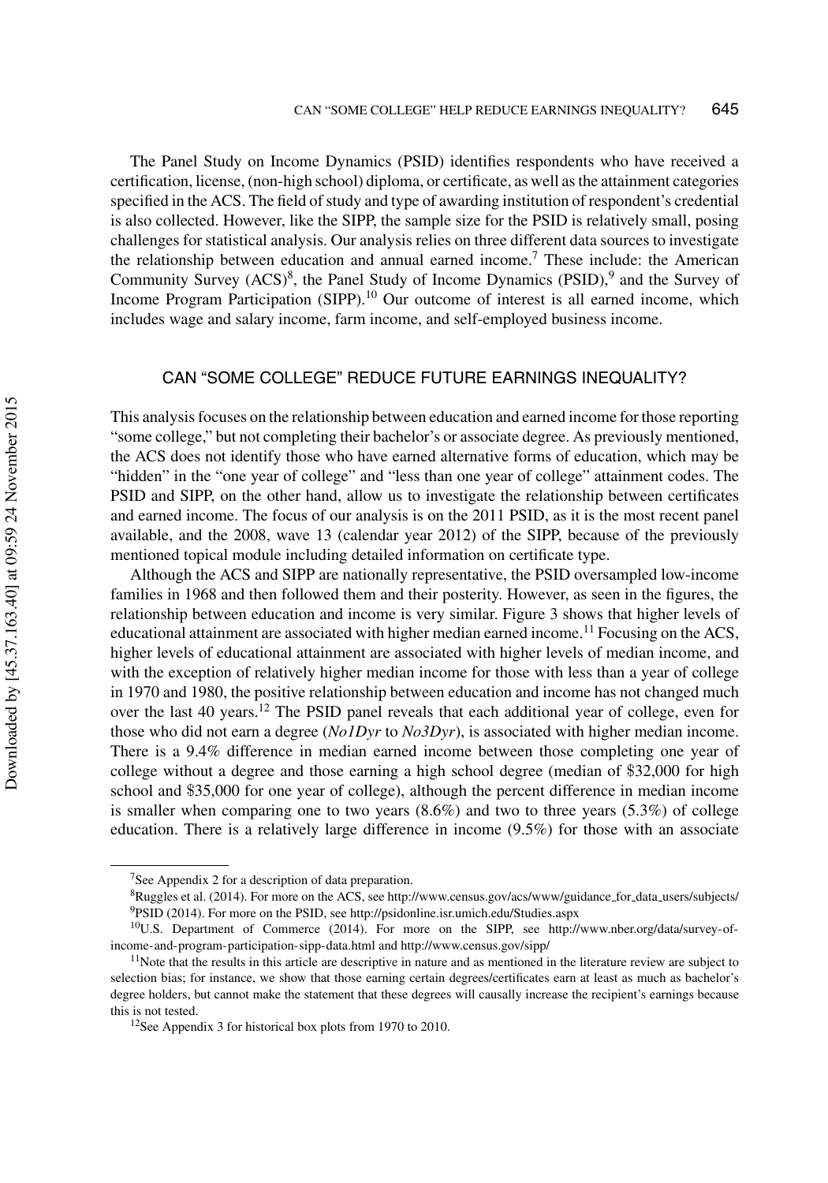The Panel Study on Income Dynamics (PSID) identifies respondents who have received a certification, license, (non-high school) diploma, or certificate, as well as the attainment categories specified in the ACS. The field of study and type of awarding institution of respondent's credential is also collected. However, like the SIPP, the sample size for the PSID is relatively small, posing challenges for statistical analysis. Our analysis relies on three different data sources to investigate the relationship between education and annual earned income.[7] These include: the American Community Survey (ACS)[8], the Panel Study of Income Dynamics (PSID),[9] and the Survey of Income Program Participation (SIPP).[10] Our outcome of interest is all earned income, which includes wage and salary income, farm income, and self-employed business income.

## CAN "SOME COLLEGE" REDUCE FUTURE EARNINGS INEQUALITY?

This analysis focuses on the relationship between education and earned income for those reporting "some college," but not completing their bachelor's or associate degree. As previously mentioned, the ACS does not identify those who have earned alternative forms of education, which may be "hidden" in the "one year of college" and "less than one year of college" attainment codes. The PSID and SIPP, on the other hand, allow us to investigate the relationship between certificates and earned income. The focus of our analysis is on the 2011 PSID, as it is the most recent panel available, and the 2008, wave 13 (calendar year 2012) of the SIPP, because of the previously mentioned topical module including detailed information on certificate type.

Although the ACS and SIPP are nationally representative, the PSID oversampled low-income families in 1968 and then followed them and their posterity. However, as seen in the figures, the relationship between education and income is very similar. Figure 3 shows that higher levels of educational attainment are associated with higher median earned income.[11] Focusing on the ACS, higher levels of educational attainment are associated with higher levels of median income, and with the exception of relatively higher median income for those with less than a year of college in 1970 and 1980, the positive relationship between education and income has not changed much over the last 40 years.[12] The PSID panel reveals that each additional year of college, even for those who did not earn a degree (*No1Dyr* to *No3Dyr*), is associated with higher median income. There is a 9.4% difference in median earned income between those completing one year of college without a degree and those earning a high school degree (median of \$32,000 for high school and \$35,000 for one year of college), although the percent difference in median income is smaller when comparing one to two years (8.6%) and two to three years (5.3%) of college education. There is a relatively large difference in income (9.5%) for those with an associate

---

[7]See Appendix 2 for a description of data preparation.

[8]Ruggles et al. (2014). For more on the ACS, see http://www.census.gov/acs/www/guidance_for_data_users/subjects/

[9]PSID (2014). For more on the PSID, see http://psidonline.isr.umich.edu/Studies.aspx

[10]U.S. Department of Commerce (2014). For more on the SIPP, see http://www.nber.org/data/survey-of-income-and-program-participation-sipp-data.html and http://www.census.gov/sipp/

[11]Note that the results in this article are descriptive in nature and as mentioned in the literature review are subject to selection bias; for instance, we show that those earning certain degrees/certificates earn at least as much as bachelor's degree holders, but cannot make the statement that these degrees will causally increase the recipient's earnings because this is not tested.

[12]See Appendix 3 for historical box plots from 1970 to 2010.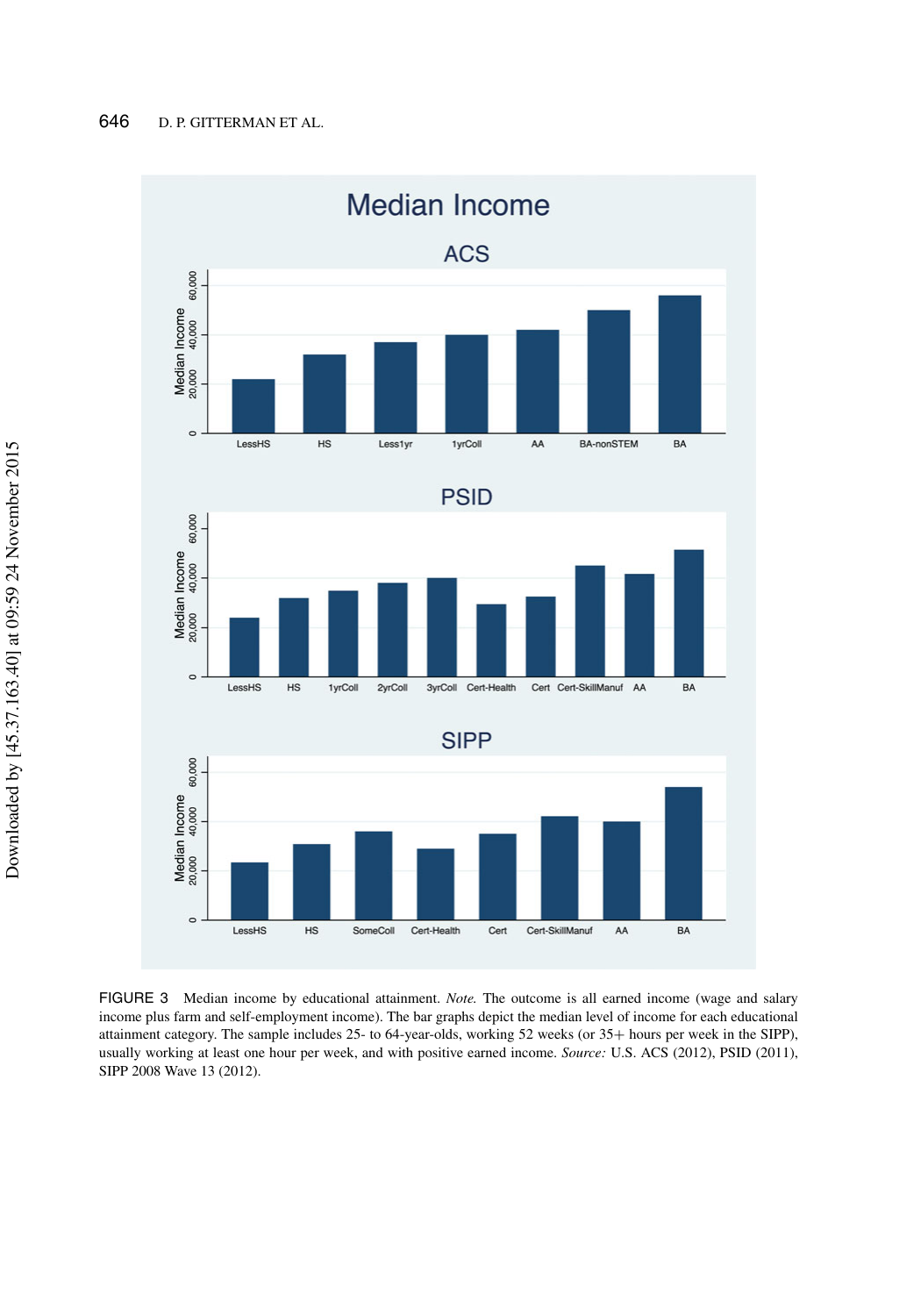FIGURE 3 Median income by educational attainment. *Note.* The outcome is all earned income (wage and salary income plus farm and self-employment income). The bar graphs depict the median level of income for each educational attainment category. The sample includes 25- to 64-year-olds, working 52 weeks (or 35+ hours per week in the SIPP), usually working at least one hour per week, and with positive earned income. *Source:* U.S. ACS (2012), PSID (2011), SIPP 2008 Wave 13 (2012).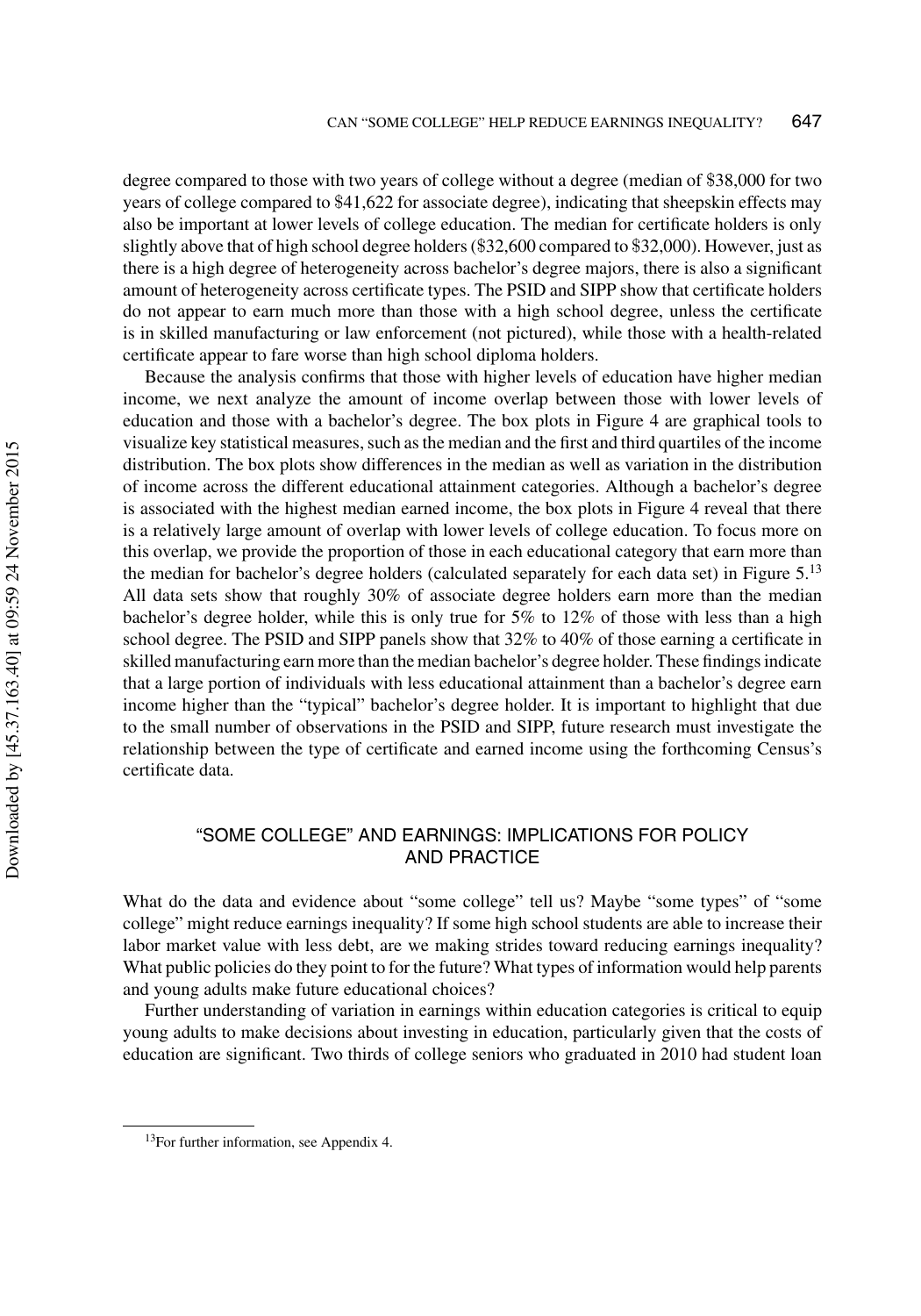degree compared to those with two years of college without a degree (median of $38,000 for two years of college compared to $41,622 for associate degree), indicating that sheepskin effects may also be important at lower levels of college education. The median for certificate holders is only slightly above that of high school degree holders ($32,600 compared to $32,000). However, just as there is a high degree of heterogeneity across bachelor's degree majors, there is also a significant amount of heterogeneity across certificate types. The PSID and SIPP show that certificate holders do not appear to earn much more than those with a high school degree, unless the certificate is in skilled manufacturing or law enforcement (not pictured), while those with a health-related certificate appear to fare worse than high school diploma holders.

Because the analysis confirms that those with higher levels of education have higher median income, we next analyze the amount of income overlap between those with lower levels of education and those with a bachelor's degree. The box plots in Figure 4 are graphical tools to visualize key statistical measures, such as the median and the first and third quartiles of the income distribution. The box plots show differences in the median as well as variation in the distribution of income across the different educational attainment categories. Although a bachelor's degree is associated with the highest median earned income, the box plots in Figure 4 reveal that there is a relatively large amount of overlap with lower levels of college education. To focus more on this overlap, we provide the proportion of those in each educational category that earn more than the median for bachelor's degree holders (calculated separately for each data set) in Figure 5.[13] All data sets show that roughly 30% of associate degree holders earn more than the median bachelor's degree holder, while this is only true for 5% to 12% of those with less than a high school degree. The PSID and SIPP panels show that 32% to 40% of those earning a certificate in skilled manufacturing earn more than the median bachelor's degree holder. These findings indicate that a large portion of individuals with less educational attainment than a bachelor's degree earn income higher than the "typical" bachelor's degree holder. It is important to highlight that due to the small number of observations in the PSID and SIPP, future research must investigate the relationship between the type of certificate and earned income using the forthcoming Census's certificate data.

## "SOME COLLEGE" AND EARNINGS: IMPLICATIONS FOR POLICY AND PRACTICE

What do the data and evidence about "some college" tell us? Maybe "some types" of "some college" might reduce earnings inequality? If some high school students are able to increase their labor market value with less debt, are we making strides toward reducing earnings inequality? What public policies do they point to for the future? What types of information would help parents and young adults make future educational choices?

Further understanding of variation in earnings within education categories is critical to equip young adults to make decisions about investing in education, particularly given that the costs of education are significant. Two thirds of college seniors who graduated in 2010 had student loan

[13]For further information, see Appendix 4.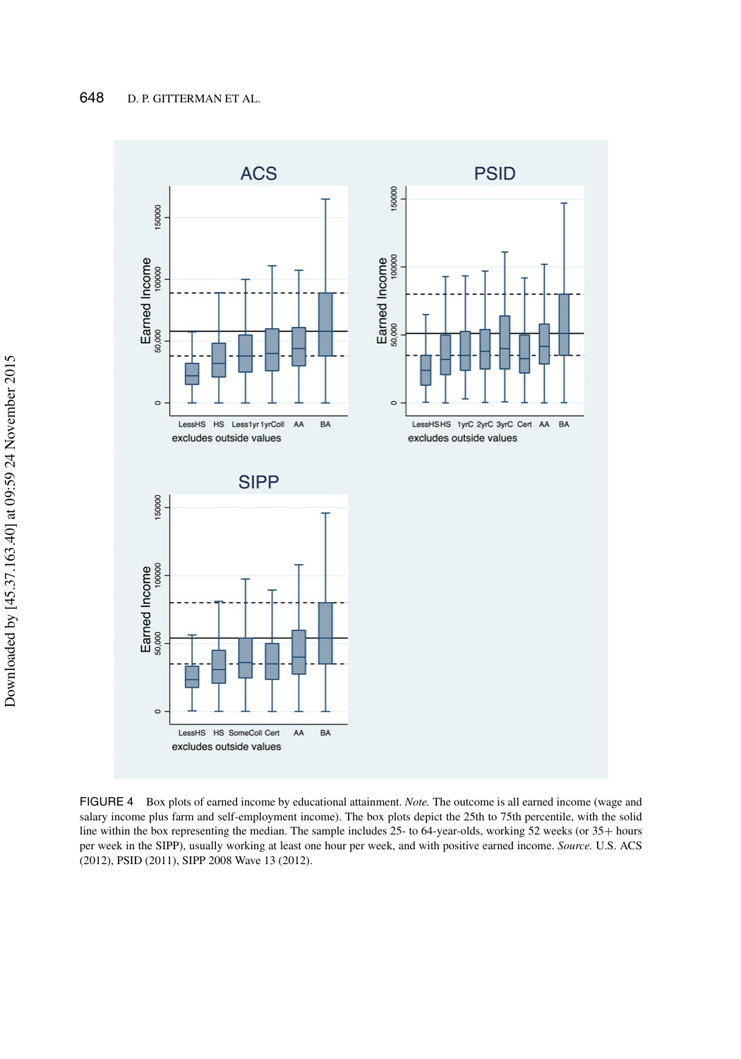FIGURE 4 Box plots of earned income by educational attainment. *Note.* The outcome is all earned income (wage and salary income plus farm and self-employment income). The box plots depict the 25th to 75th percentile, with the solid line within the box representing the median. The sample includes 25- to 64-year-olds, working 52 weeks (or 35+ hours per week in the SIPP), usually working at least one hour per week, and with positive earned income. *Source.* U.S. ACS (2012), PSID (2011), SIPP 2008 Wave 13 (2012).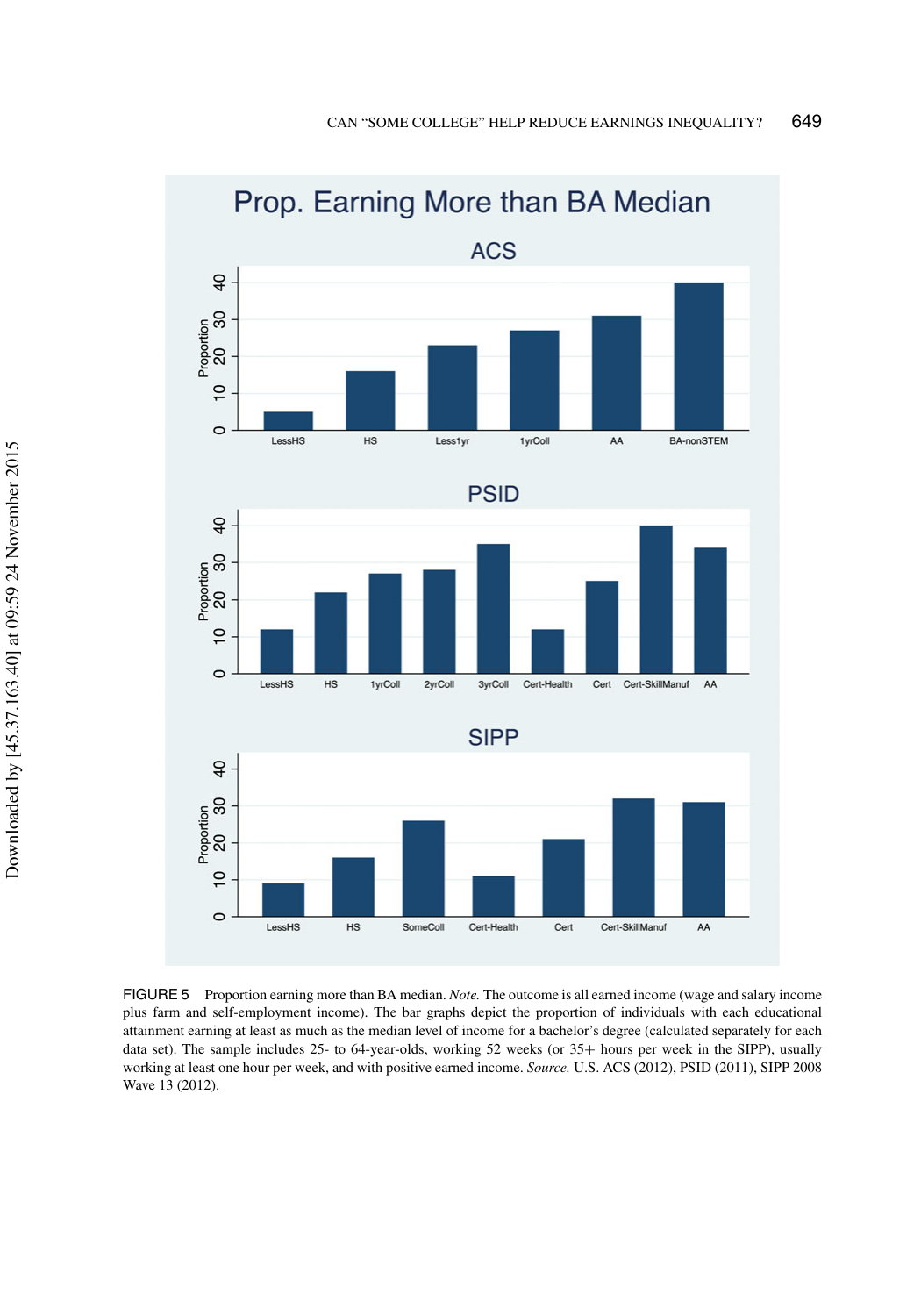FIGURE 5 Proportion earning more than BA median. *Note.* The outcome is all earned income (wage and salary income plus farm and self-employment income). The bar graphs depict the proportion of individuals with each educational attainment earning at least as much as the median level of income for a bachelor's degree (calculated separately for each data set). The sample includes 25- to 64-year-olds, working 52 weeks (or 35+ hours per week in the SIPP), usually working at least one hour per week, and with positive earned income. *Source.* U.S. ACS (2012), PSID (2011), SIPP 2008 Wave 13 (2012).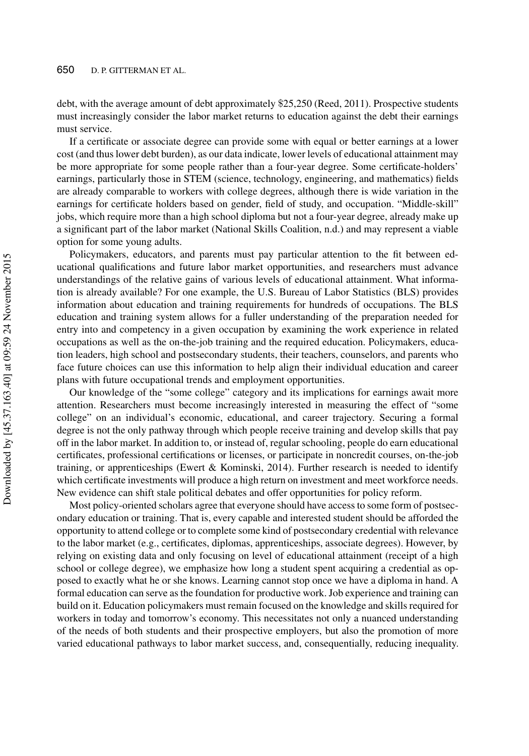debt, with the average amount of debt approximately $25,250 (Reed, 2011). Prospective students must increasingly consider the labor market returns to education against the debt their earnings must service.

If a certificate or associate degree can provide some with equal or better earnings at a lower cost (and thus lower debt burden), as our data indicate, lower levels of educational attainment may be more appropriate for some people rather than a four-year degree. Some certificate-holders' earnings, particularly those in STEM (science, technology, engineering, and mathematics) fields are already comparable to workers with college degrees, although there is wide variation in the earnings for certificate holders based on gender, field of study, and occupation. "Middle-skill" jobs, which require more than a high school diploma but not a four-year degree, already make up a significant part of the labor market (National Skills Coalition, n.d.) and may represent a viable option for some young adults.

Policymakers, educators, and parents must pay particular attention to the fit between educational qualifications and future labor market opportunities, and researchers must advance understandings of the relative gains of various levels of educational attainment. What information is already available? For one example, the U.S. Bureau of Labor Statistics (BLS) provides information about education and training requirements for hundreds of occupations. The BLS education and training system allows for a fuller understanding of the preparation needed for entry into and competency in a given occupation by examining the work experience in related occupations as well as the on-the-job training and the required education. Policymakers, education leaders, high school and postsecondary students, their teachers, counselors, and parents who face future choices can use this information to help align their individual education and career plans with future occupational trends and employment opportunities.

Our knowledge of the "some college" category and its implications for earnings await more attention. Researchers must become increasingly interested in measuring the effect of "some college" on an individual's economic, educational, and career trajectory. Securing a formal degree is not the only pathway through which people receive training and develop skills that pay off in the labor market. In addition to, or instead of, regular schooling, people do earn educational certificates, professional certifications or licenses, or participate in noncredit courses, on-the-job training, or apprenticeships (Ewert & Kominski, 2014). Further research is needed to identify which certificate investments will produce a high return on investment and meet workforce needs. New evidence can shift stale political debates and offer opportunities for policy reform.

Most policy-oriented scholars agree that everyone should have access to some form of postsecondary education or training. That is, every capable and interested student should be afforded the opportunity to attend college or to complete some kind of postsecondary credential with relevance to the labor market (e.g., certificates, diplomas, apprenticeships, associate degrees). However, by relying on existing data and only focusing on level of educational attainment (receipt of a high school or college degree), we emphasize how long a student spent acquiring a credential as opposed to exactly what he or she knows. Learning cannot stop once we have a diploma in hand. A formal education can serve as the foundation for productive work. Job experience and training can build on it. Education policymakers must remain focused on the knowledge and skills required for workers in today and tomorrow's economy. This necessitates not only a nuanced understanding of the needs of both students and their prospective employers, but also the promotion of more varied educational pathways to labor market success, and, consequentially, reducing inequality.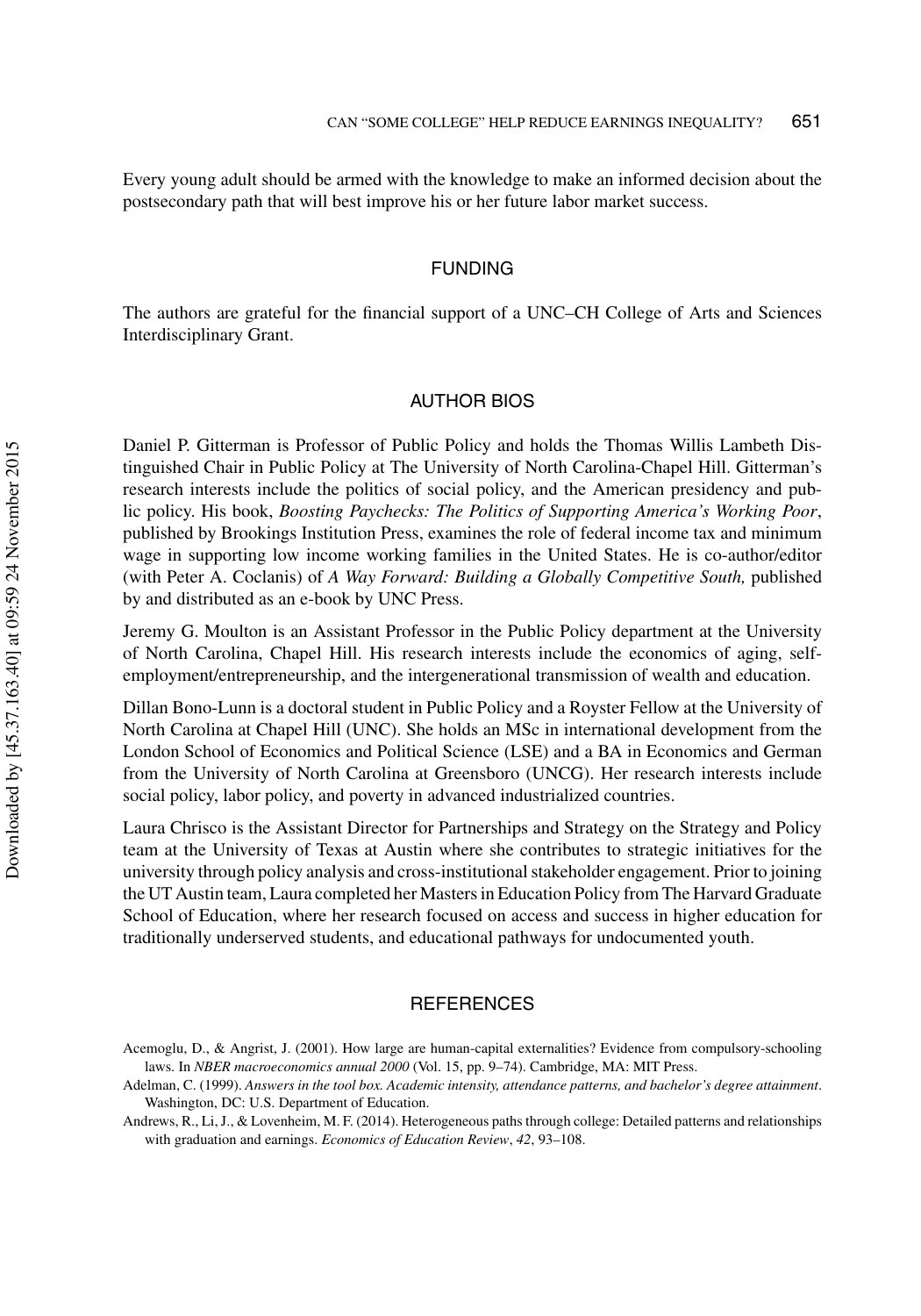Every young adult should be armed with the knowledge to make an informed decision about the postsecondary path that will best improve his or her future labor market success.

## FUNDING

The authors are grateful for the financial support of a UNC–CH College of Arts and Sciences Interdisciplinary Grant.

## AUTHOR BIOS

Daniel P. Gitterman is Professor of Public Policy and holds the Thomas Willis Lambeth Distinguished Chair in Public Policy at The University of North Carolina-Chapel Hill. Gitterman's research interests include the politics of social policy, and the American presidency and public policy. His book, *Boosting Paychecks: The Politics of Supporting America's Working Poor*, published by Brookings Institution Press, examines the role of federal income tax and minimum wage in supporting low income working families in the United States. He is co-author/editor (with Peter A. Coclanis) of *A Way Forward: Building a Globally Competitive South,* published by and distributed as an e-book by UNC Press.

Jeremy G. Moulton is an Assistant Professor in the Public Policy department at the University of North Carolina, Chapel Hill. His research interests include the economics of aging, self-employment/entrepreneurship, and the intergenerational transmission of wealth and education.

Dillan Bono-Lunn is a doctoral student in Public Policy and a Royster Fellow at the University of North Carolina at Chapel Hill (UNC). She holds an MSc in international development from the London School of Economics and Political Science (LSE) and a BA in Economics and German from the University of North Carolina at Greensboro (UNCG). Her research interests include social policy, labor policy, and poverty in advanced industrialized countries.

Laura Chrisco is the Assistant Director for Partnerships and Strategy on the Strategy and Policy team at the University of Texas at Austin where she contributes to strategic initiatives for the university through policy analysis and cross-institutional stakeholder engagement. Prior to joining the UT Austin team, Laura completed her Masters in Education Policy from The Harvard Graduate School of Education, where her research focused on access and success in higher education for traditionally underserved students, and educational pathways for undocumented youth.

## REFERENCES

Acemoglu, D., & Angrist, J. (2001). How large are human-capital externalities? Evidence from compulsory-schooling laws. In *NBER macroeconomics annual 2000* (Vol. 15, pp. 9–74). Cambridge, MA: MIT Press.

Adelman, C. (1999). *Answers in the tool box. Academic intensity, attendance patterns, and bachelor's degree attainment*. Washington, DC: U.S. Department of Education.

Andrews, R., Li, J., & Lovenheim, M. F. (2014). Heterogeneous paths through college: Detailed patterns and relationships with graduation and earnings. *Economics of Education Review*, *42*, 93–108.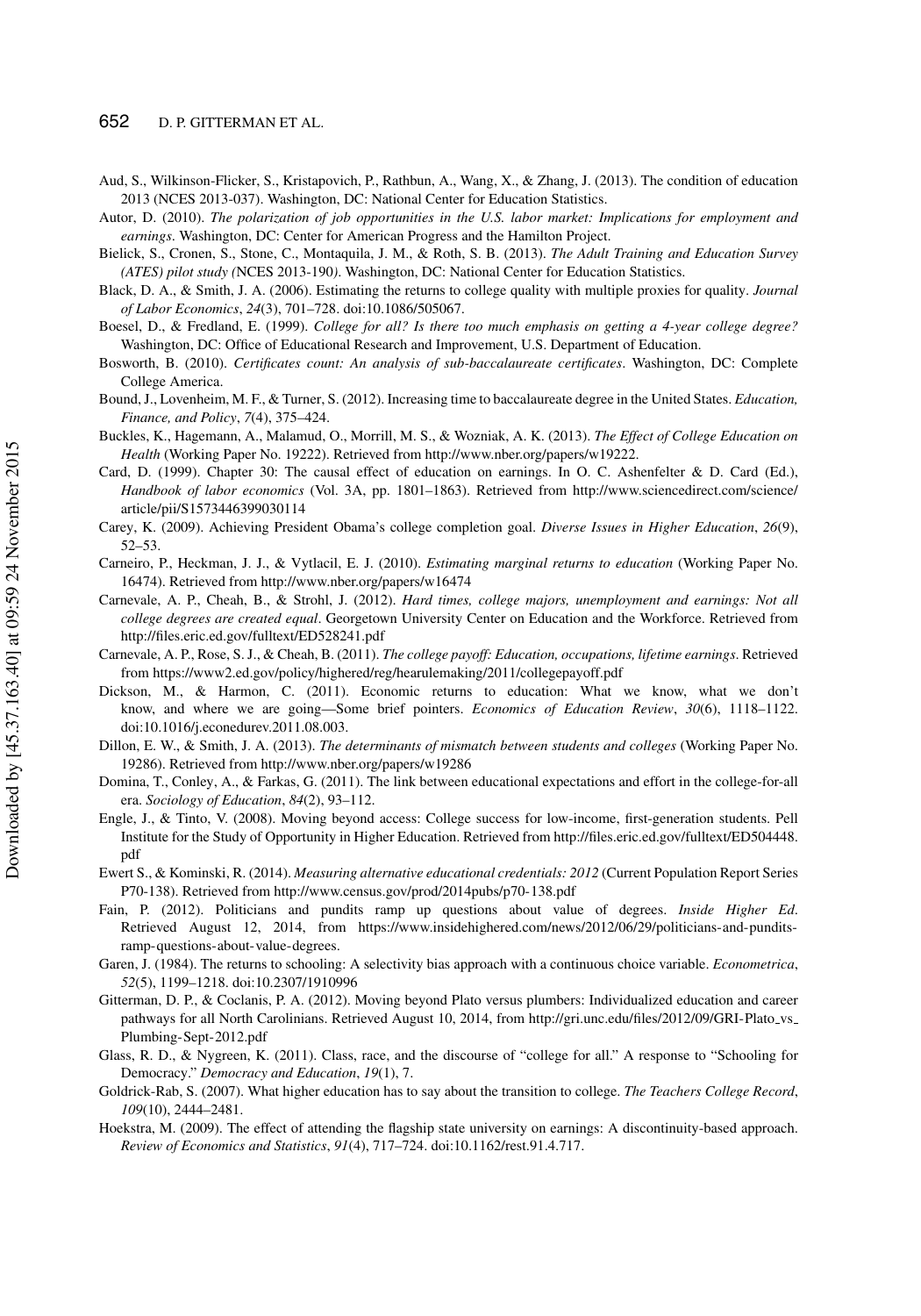Aud, S., Wilkinson-Flicker, S., Kristapovich, P., Rathbun, A., Wang, X., & Zhang, J. (2013). The condition of education 2013 (NCES 2013-037). Washington, DC: National Center for Education Statistics.

Autor, D. (2010). *The polarization of job opportunities in the U.S. labor market: Implications for employment and earnings*. Washington, DC: Center for American Progress and the Hamilton Project.

Bielick, S., Cronen, S., Stone, C., Montaquila, J. M., & Roth, S. B. (2013). *The Adult Training and Education Survey (ATES) pilot study (*NCES 2013-190*)*. Washington, DC: National Center for Education Statistics.

Black, D. A., & Smith, J. A. (2006). Estimating the returns to college quality with multiple proxies for quality. *Journal of Labor Economics*, *24*(3), 701–728. doi:10.1086/505067.

Boesel, D., & Fredland, E. (1999). *College for all? Is there too much emphasis on getting a 4-year college degree?* Washington, DC: Office of Educational Research and Improvement, U.S. Department of Education.

Bosworth, B. (2010). *Certificates count: An analysis of sub-baccalaureate certificates*. Washington, DC: Complete College America.

Bound, J., Lovenheim, M. F., & Turner, S. (2012). Increasing time to baccalaureate degree in the United States. *Education, Finance, and Policy*, *7*(4), 375–424.

Buckles, K., Hagemann, A., Malamud, O., Morrill, M. S., & Wozniak, A. K. (2013). *The Effect of College Education on Health* (Working Paper No. 19222). Retrieved from http://www.nber.org/papers/w19222.

Card, D. (1999). Chapter 30: The causal effect of education on earnings. In O. C. Ashenfelter & D. Card (Ed.), *Handbook of labor economics* (Vol. 3A, pp. 1801–1863). Retrieved from http://www.sciencedirect.com/science/article/pii/S1573446399030114

Carey, K. (2009). Achieving President Obama's college completion goal. *Diverse Issues in Higher Education*, *26*(9), 52–53.

Carneiro, P., Heckman, J. J., & Vytlacil, E. J. (2010). *Estimating marginal returns to education* (Working Paper No. 16474). Retrieved from http://www.nber.org/papers/w16474

Carnevale, A. P., Cheah, B., & Strohl, J. (2012). *Hard times, college majors, unemployment and earnings: Not all college degrees are created equal*. Georgetown University Center on Education and the Workforce. Retrieved from http://files.eric.ed.gov/fulltext/ED528241.pdf

Carnevale, A. P., Rose, S. J., & Cheah, B. (2011). *The college payoff: Education, occupations, lifetime earnings*. Retrieved from https://www2.ed.gov/policy/highered/reg/hearulemaking/2011/collegepayoff.pdf

Dickson, M., & Harmon, C. (2011). Economic returns to education: What we know, what we don't know, and where we are going—Some brief pointers. *Economics of Education Review*, *30*(6), 1118–1122. doi:10.1016/j.econedurev.2011.08.003.

Dillon, E. W., & Smith, J. A. (2013). *The determinants of mismatch between students and colleges* (Working Paper No. 19286). Retrieved from http://www.nber.org/papers/w19286

Domina, T., Conley, A., & Farkas, G. (2011). The link between educational expectations and effort in the college-for-all era. *Sociology of Education*, *84*(2), 93–112.

Engle, J., & Tinto, V. (2008). Moving beyond access: College success for low-income, first-generation students. Pell Institute for the Study of Opportunity in Higher Education. Retrieved from http://files.eric.ed.gov/fulltext/ED504448.pdf

Ewert S., & Kominski, R. (2014). *Measuring alternative educational credentials: 2012* (Current Population Report Series P70-138). Retrieved from http://www.census.gov/prod/2014pubs/p70-138.pdf

Fain, P. (2012). Politicians and pundits ramp up questions about value of degrees. *Inside Higher Ed*. Retrieved August 12, 2014, from https://www.insidehighered.com/news/2012/06/29/politicians-and-pundits-ramp-questions-about-value-degrees.

Garen, J. (1984). The returns to schooling: A selectivity bias approach with a continuous choice variable. *Econometrica*, *52*(5), 1199–1218. doi:10.2307/1910996

Gitterman, D. P., & Coclanis, P. A. (2012). Moving beyond Plato versus plumbers: Individualized education and career pathways for all North Carolinians. Retrieved August 10, 2014, from http://gri.unc.edu/files/2012/09/GRI-Plato_vs_Plumbing-Sept-2012.pdf

Glass, R. D., & Nygreen, K. (2011). Class, race, and the discourse of "college for all." A response to "Schooling for Democracy." *Democracy and Education*, *19*(1), 7.

Goldrick-Rab, S. (2007). What higher education has to say about the transition to college. *The Teachers College Record*, *109*(10), 2444–2481.

Hoekstra, M. (2009). The effect of attending the flagship state university on earnings: A discontinuity-based approach. *Review of Economics and Statistics*, *91*(4), 717–724. doi:10.1162/rest.91.4.717.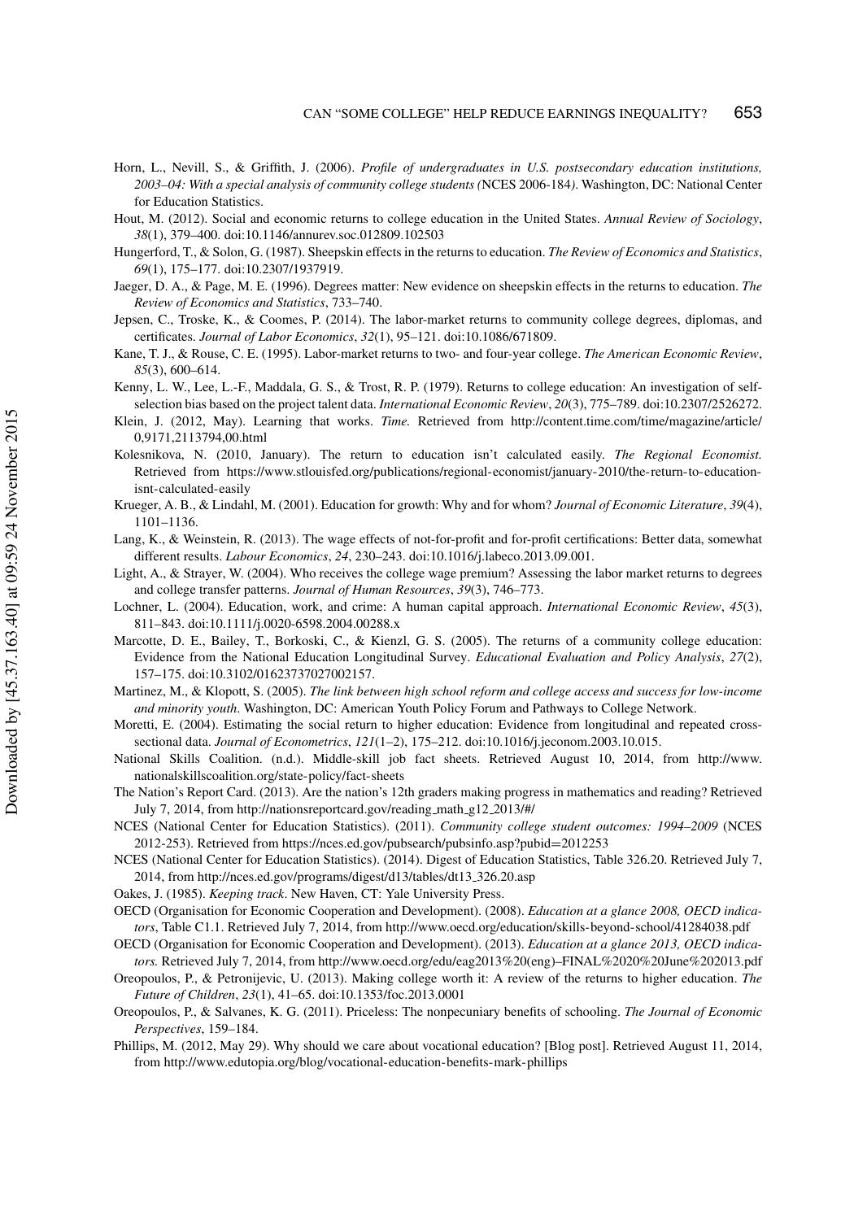Horn, L., Nevill, S., & Griffith, J. (2006). *Profile of undergraduates in U.S. postsecondary education institutions, 2003–04: With a special analysis of community college students (*NCES 2006-184*)*. Washington, DC: National Center for Education Statistics.

Hout, M. (2012). Social and economic returns to college education in the United States. *Annual Review of Sociology*, *38*(1), 379–400. doi:10.1146/annurev.soc.012809.102503

Hungerford, T., & Solon, G. (1987). Sheepskin effects in the returns to education. *The Review of Economics and Statistics*, *69*(1), 175–177. doi:10.2307/1937919.

Jaeger, D. A., & Page, M. E. (1996). Degrees matter: New evidence on sheepskin effects in the returns to education. *The Review of Economics and Statistics*, 733–740.

Jepsen, C., Troske, K., & Coomes, P. (2014). The labor-market returns to community college degrees, diplomas, and certificates. *Journal of Labor Economics*, *32*(1), 95–121. doi:10.1086/671809.

Kane, T. J., & Rouse, C. E. (1995). Labor-market returns to two- and four-year college. *The American Economic Review*, *85*(3), 600–614.

Kenny, L. W., Lee, L.-F., Maddala, G. S., & Trost, R. P. (1979). Returns to college education: An investigation of self-selection bias based on the project talent data. *International Economic Review*, *20*(3), 775–789. doi:10.2307/2526272.

Klein, J. (2012, May). Learning that works. *Time.* Retrieved from http://content.time.com/time/magazine/article/0,9171,2113794,00.html

Kolesnikova, N. (2010, January). The return to education isn't calculated easily. *The Regional Economist.* Retrieved from https://www.stlouisfed.org/publications/regional-economist/january-2010/the-return-to-education-isnt-calculated-easily

Krueger, A. B., & Lindahl, M. (2001). Education for growth: Why and for whom? *Journal of Economic Literature*, *39*(4), 1101–1136.

Lang, K., & Weinstein, R. (2013). The wage effects of not-for-profit and for-profit certifications: Better data, somewhat different results. *Labour Economics*, *24*, 230–243. doi:10.1016/j.labeco.2013.09.001.

Light, A., & Strayer, W. (2004). Who receives the college wage premium? Assessing the labor market returns to degrees and college transfer patterns. *Journal of Human Resources*, *39*(3), 746–773.

Lochner, L. (2004). Education, work, and crime: A human capital approach. *International Economic Review*, *45*(3), 811–843. doi:10.1111/j.0020-6598.2004.00288.x

Marcotte, D. E., Bailey, T., Borkoski, C., & Kienzl, G. S. (2005). The returns of a community college education: Evidence from the National Education Longitudinal Survey. *Educational Evaluation and Policy Analysis*, *27*(2), 157–175. doi:10.3102/01623737027002157.

Martinez, M., & Klopott, S. (2005). *The link between high school reform and college access and success for low-income and minority youth*. Washington, DC: American Youth Policy Forum and Pathways to College Network.

Moretti, E. (2004). Estimating the social return to higher education: Evidence from longitudinal and repeated cross-sectional data. *Journal of Econometrics*, *121*(1–2), 175–212. doi:10.1016/j.jeconom.2003.10.015.

National Skills Coalition. (n.d.). Middle-skill job fact sheets. Retrieved August 10, 2014, from http://www.nationalskillscoalition.org/state-policy/fact-sheets

The Nation's Report Card. (2013). Are the nation's 12th graders making progress in mathematics and reading? Retrieved July 7, 2014, from http://nationsreportcard.gov/reading_math_g12_2013/#/

NCES (National Center for Education Statistics). (2011). *Community college student outcomes: 1994–2009* (NCES 2012-253). Retrieved from https://nces.ed.gov/pubsearch/pubsinfo.asp?pubid=2012253

NCES (National Center for Education Statistics). (2014). Digest of Education Statistics, Table 326.20. Retrieved July 7, 2014, from http://nces.ed.gov/programs/digest/d13/tables/dt13_326.20.asp

Oakes, J. (1985). *Keeping track*. New Haven, CT: Yale University Press.

OECD (Organisation for Economic Cooperation and Development). (2008). *Education at a glance 2008, OECD indicators*, Table C1.1. Retrieved July 7, 2014, from http://www.oecd.org/education/skills-beyond-school/41284038.pdf

OECD (Organisation for Economic Cooperation and Development). (2013). *Education at a glance 2013, OECD indicators.* Retrieved July 7, 2014, from http://www.oecd.org/edu/eag2013%20(eng)–FINAL%2020%20June%202013.pdf

Oreopoulos, P., & Petronijevic, U. (2013). Making college worth it: A review of the returns to higher education. *The Future of Children*, *23*(1), 41–65. doi:10.1353/foc.2013.0001

Oreopoulos, P., & Salvanes, K. G. (2011). Priceless: The nonpecuniary benefits of schooling. *The Journal of Economic Perspectives*, 159–184.

Phillips, M. (2012, May 29). Why should we care about vocational education? [Blog post]. Retrieved August 11, 2014, from http://www.edutopia.org/blog/vocational-education-benefits-mark-phillips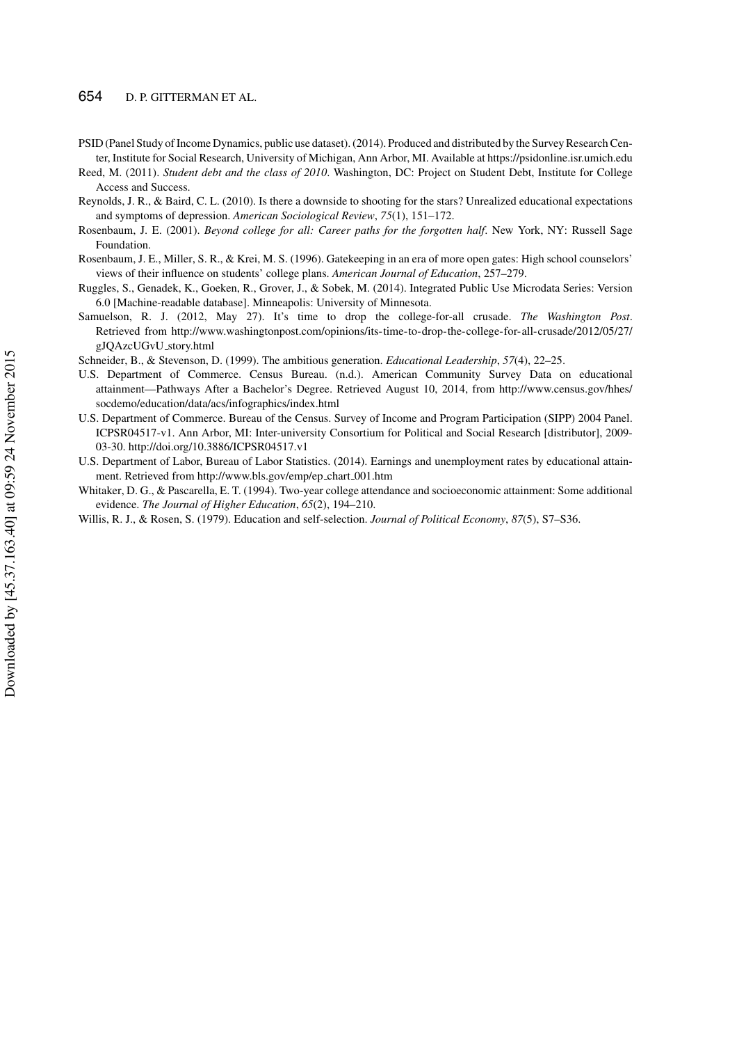PSID (Panel Study of Income Dynamics, public use dataset). (2014). Produced and distributed by the Survey Research Center, Institute for Social Research, University of Michigan, Ann Arbor, MI. Available at https://psidonline.isr.umich.edu

Reed, M. (2011). *Student debt and the class of 2010*. Washington, DC: Project on Student Debt, Institute for College Access and Success.

Reynolds, J. R., & Baird, C. L. (2010). Is there a downside to shooting for the stars? Unrealized educational expectations and symptoms of depression. *American Sociological Review*, *75*(1), 151–172.

Rosenbaum, J. E. (2001). *Beyond college for all: Career paths for the forgotten half*. New York, NY: Russell Sage Foundation.

Rosenbaum, J. E., Miller, S. R., & Krei, M. S. (1996). Gatekeeping in an era of more open gates: High school counselors' views of their influence on students' college plans. *American Journal of Education*, 257–279.

Ruggles, S., Genadek, K., Goeken, R., Grover, J., & Sobek, M. (2014). Integrated Public Use Microdata Series: Version 6.0 [Machine-readable database]. Minneapolis: University of Minnesota.

Samuelson, R. J. (2012, May 27). It's time to drop the college-for-all crusade. *The Washington Post*. Retrieved from http://www.washingtonpost.com/opinions/its-time-to-drop-the-college-for-all-crusade/2012/05/27/gJQAzcUGvU_story.html

Schneider, B., & Stevenson, D. (1999). The ambitious generation. *Educational Leadership*, *57*(4), 22–25.

U.S. Department of Commerce. Census Bureau. (n.d.). American Community Survey Data on educational attainment—Pathways After a Bachelor's Degree. Retrieved August 10, 2014, from http://www.census.gov/hhes/socdemo/education/data/acs/infographics/index.html

U.S. Department of Commerce. Bureau of the Census. Survey of Income and Program Participation (SIPP) 2004 Panel. ICPSR04517-v1. Ann Arbor, MI: Inter-university Consortium for Political and Social Research [distributor], 2009-03-30. http://doi.org/10.3886/ICPSR04517.v1

U.S. Department of Labor, Bureau of Labor Statistics. (2014). Earnings and unemployment rates by educational attainment. Retrieved from http://www.bls.gov/emp/ep_chart_001.htm

Whitaker, D. G., & Pascarella, E. T. (1994). Two-year college attendance and socioeconomic attainment: Some additional evidence. *The Journal of Higher Education*, *65*(2), 194–210.

Willis, R. J., & Rosen, S. (1979). Education and self-selection. *Journal of Political Economy*, *87*(5), S7–S36.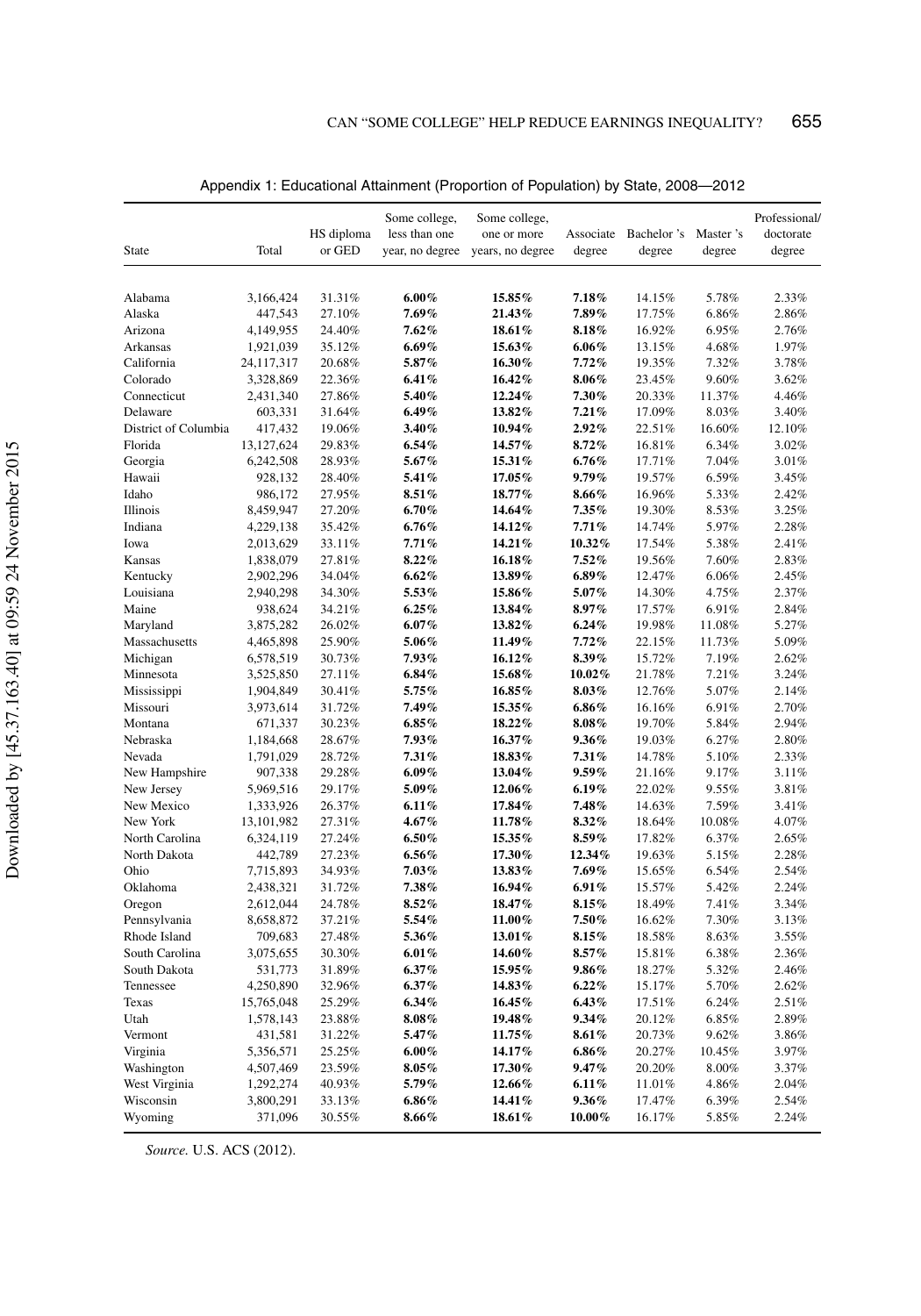Appendix 1: Educational Attainment (Proportion of Population) by State, 2008—2012

| State | Total | HS diploma or GED | Some college, less than one year, no degree | Some college, one or more years, no degree | Associate degree | Bachelor 's degree | Master 's degree | Professional/ doctorate degree |
|---|---|---|---|---|---|---|---|---|
| Alabama | 3,166,424 | 31.31% | **6.00%** | **15.85%** | **7.18%** | 14.15% | 5.78% | 2.33% |
| Alaska | 447,543 | 27.10% | **7.69%** | **21.43%** | **7.89%** | 17.75% | 6.86% | 2.86% |
| Arizona | 4,149,955 | 24.40% | **7.62%** | **18.61%** | **8.18%** | 16.92% | 6.95% | 2.76% |
| Arkansas | 1,921,039 | 35.12% | **6.69%** | **15.63%** | **6.06%** | 13.15% | 4.68% | 1.97% |
| California | 24,117,317 | 20.68% | **5.87%** | **16.30%** | **7.72%** | 19.35% | 7.32% | 3.78% |
| Colorado | 3,328,869 | 22.36% | **6.41%** | **16.42%** | **8.06%** | 23.45% | 9.60% | 3.62% |
| Connecticut | 2,431,340 | 27.86% | **5.40%** | **12.24%** | **7.30%** | 20.33% | 11.37% | 4.46% |
| Delaware | 603,331 | 31.64% | **6.49%** | **13.82%** | **7.21%** | 17.09% | 8.03% | 3.40% |
| District of Columbia | 417,432 | 19.06% | **3.40%** | **10.94%** | **2.92%** | 22.51% | 16.60% | 12.10% |
| Florida | 13,127,624 | 29.83% | **6.54%** | **14.57%** | **8.72%** | 16.81% | 6.34% | 3.02% |
| Georgia | 6,242,508 | 28.93% | **5.67%** | **15.31%** | **6.76%** | 17.71% | 7.04% | 3.01% |
| Hawaii | 928,132 | 28.40% | **5.41%** | **17.05%** | **9.79%** | 19.57% | 6.59% | 3.45% |
| Idaho | 986,172 | 27.95% | **8.51%** | **18.77%** | **8.66%** | 16.96% | 5.33% | 2.42% |
| Illinois | 8,459,947 | 27.20% | **6.70%** | **14.64%** | **7.35%** | 19.30% | 8.53% | 3.25% |
| Indiana | 4,229,138 | 35.42% | **6.76%** | **14.12%** | **7.71%** | 14.74% | 5.97% | 2.28% |
| Iowa | 2,013,629 | 33.11% | **7.71%** | **14.21%** | **10.32%** | 17.54% | 5.38% | 2.41% |
| Kansas | 1,838,079 | 27.81% | **8.22%** | **16.18%** | **7.52%** | 19.56% | 7.60% | 2.83% |
| Kentucky | 2,902,296 | 34.04% | **6.62%** | **13.89%** | **6.89%** | 12.47% | 6.06% | 2.45% |
| Louisiana | 2,940,298 | 34.30% | **5.53%** | **15.86%** | **5.07%** | 14.30% | 4.75% | 2.37% |
| Maine | 938,624 | 34.21% | **6.25%** | **13.84%** | **8.97%** | 17.57% | 6.91% | 2.84% |
| Maryland | 3,875,282 | 26.02% | **6.07%** | **13.82%** | **6.24%** | 19.98% | 11.08% | 5.27% |
| Massachusetts | 4,465,898 | 25.90% | **5.06%** | **11.49%** | **7.72%** | 22.15% | 11.73% | 5.09% |
| Michigan | 6,578,519 | 30.73% | **7.93%** | **16.12%** | **8.39%** | 15.72% | 7.19% | 2.62% |
| Minnesota | 3,525,850 | 27.11% | **6.84%** | **15.68%** | **10.02%** | 21.78% | 7.21% | 3.24% |
| Mississippi | 1,904,849 | 30.41% | **5.75%** | **16.85%** | **8.03%** | 12.76% | 5.07% | 2.14% |
| Missouri | 3,973,614 | 31.72% | **7.49%** | **15.35%** | **6.86%** | 16.16% | 6.91% | 2.70% |
| Montana | 671,337 | 30.23% | **6.85%** | **18.22%** | **8.08%** | 19.70% | 5.84% | 2.94% |
| Nebraska | 1,184,668 | 28.67% | **7.93%** | **16.37%** | **9.36%** | 19.03% | 6.27% | 2.80% |
| Nevada | 1,791,029 | 28.72% | **7.31%** | **18.83%** | **7.31%** | 14.78% | 5.10% | 2.33% |
| New Hampshire | 907,338 | 29.28% | **6.09%** | **13.04%** | **9.59%** | 21.16% | 9.17% | 3.11% |
| New Jersey | 5,969,516 | 29.17% | **5.09%** | **12.06%** | **6.19%** | 22.02% | 9.55% | 3.81% |
| New Mexico | 1,333,926 | 26.37% | **6.11%** | **17.84%** | **7.48%** | 14.63% | 7.59% | 3.41% |
| New York | 13,101,982 | 27.31% | **4.67%** | **11.78%** | **8.32%** | 18.64% | 10.08% | 4.07% |
| North Carolina | 6,324,119 | 27.24% | **6.50%** | **15.35%** | **8.59%** | 17.82% | 6.37% | 2.65% |
| North Dakota | 442,789 | 27.23% | **6.56%** | **17.30%** | **12.34%** | 19.63% | 5.15% | 2.28% |
| Ohio | 7,715,893 | 34.93% | **7.03%** | **13.83%** | **7.69%** | 15.65% | 6.54% | 2.54% |
| Oklahoma | 2,438,321 | 31.72% | **7.38%** | **16.94%** | **6.91%** | 15.57% | 5.42% | 2.24% |
| Oregon | 2,612,044 | 24.78% | **8.52%** | **18.47%** | **8.15%** | 18.49% | 7.41% | 3.34% |
| Pennsylvania | 8,658,872 | 37.21% | **5.54%** | **11.00%** | **7.50%** | 16.62% | 7.30% | 3.13% |
| Rhode Island | 709,683 | 27.48% | **5.36%** | **13.01%** | **8.15%** | 18.58% | 8.63% | 3.55% |
| South Carolina | 3,075,655 | 30.30% | **6.01%** | **14.60%** | **8.57%** | 15.81% | 6.38% | 2.36% |
| South Dakota | 531,773 | 31.89% | **6.37%** | **15.95%** | **9.86%** | 18.27% | 5.32% | 2.46% |
| Tennessee | 4,250,890 | 32.96% | **6.37%** | **14.83%** | **6.22%** | 15.17% | 5.70% | 2.62% |
| Texas | 15,765,048 | 25.29% | **6.34%** | **16.45%** | **6.43%** | 17.51% | 6.24% | 2.51% |
| Utah | 1,578,143 | 23.88% | **8.08%** | **19.48%** | **9.34%** | 20.12% | 6.85% | 2.89% |
| Vermont | 431,581 | 31.22% | **5.47%** | **11.75%** | **8.61%** | 20.73% | 9.62% | 3.86% |
| Virginia | 5,356,571 | 25.25% | **6.00%** | **14.17%** | **6.86%** | 20.27% | 10.45% | 3.97% |
| Washington | 4,507,469 | 23.59% | **8.05%** | **17.30%** | **9.47%** | 20.20% | 8.00% | 3.37% |
| West Virginia | 1,292,274 | 40.93% | **5.79%** | **12.66%** | **6.11%** | 11.01% | 4.86% | 2.04% |
| Wisconsin | 3,800,291 | 33.13% | **6.86%** | **14.41%** | **9.36%** | 17.47% | 6.39% | 2.54% |
| Wyoming | 371,096 | 30.55% | **8.66%** | **18.61%** | **10.00%** | 16.17% | 5.85% | 2.24% |

*Source.* U.S. ACS (2012).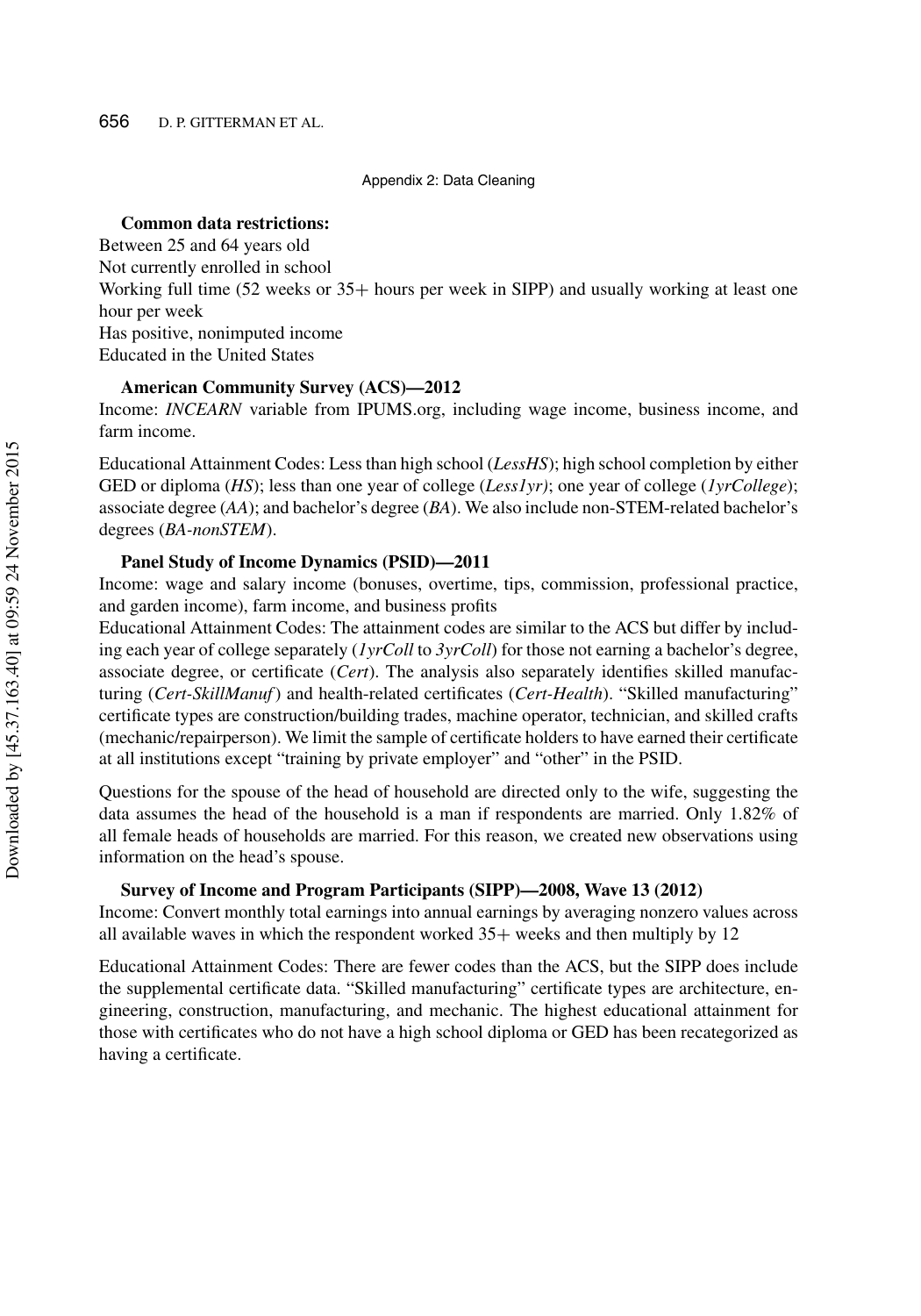## Appendix 2: Data Cleaning

**Common data restrictions:**

Between 25 and 64 years old
Not currently enrolled in school
Working full time (52 weeks or 35+ hours per week in SIPP) and usually working at least one hour per week
Has positive, nonimputed income
Educated in the United States

**American Community Survey (ACS)—2012**

Income: *INCEARN* variable from IPUMS.org, including wage income, business income, and farm income.

Educational Attainment Codes: Less than high school (*LessHS*); high school completion by either GED or diploma (*HS*); less than one year of college (*Less1yr)*; one year of college (*1yrCollege*); associate degree (*AA*); and bachelor's degree (*BA*). We also include non-STEM-related bachelor's degrees (*BA-nonSTEM*).

**Panel Study of Income Dynamics (PSID)—2011**

Income: wage and salary income (bonuses, overtime, tips, commission, professional practice, and garden income), farm income, and business profits

Educational Attainment Codes: The attainment codes are similar to the ACS but differ by including each year of college separately (*1yrColl* to *3yrColl*) for those not earning a bachelor's degree, associate degree, or certificate (*Cert*). The analysis also separately identifies skilled manufacturing (*Cert-SkillManuf*) and health-related certificates (*Cert-Health*). "Skilled manufacturing" certificate types are construction/building trades, machine operator, technician, and skilled crafts (mechanic/repairperson). We limit the sample of certificate holders to have earned their certificate at all institutions except "training by private employer" and "other" in the PSID.

Questions for the spouse of the head of household are directed only to the wife, suggesting the data assumes the head of the household is a man if respondents are married. Only 1.82% of all female heads of households are married. For this reason, we created new observations using information on the head's spouse.

**Survey of Income and Program Participants (SIPP)—2008, Wave 13 (2012)**

Income: Convert monthly total earnings into annual earnings by averaging nonzero values across all available waves in which the respondent worked 35+ weeks and then multiply by 12

Educational Attainment Codes: There are fewer codes than the ACS, but the SIPP does include the supplemental certificate data. "Skilled manufacturing" certificate types are architecture, engineering, construction, manufacturing, and mechanic. The highest educational attainment for those with certificates who do not have a high school diploma or GED has been recategorized as having a certificate.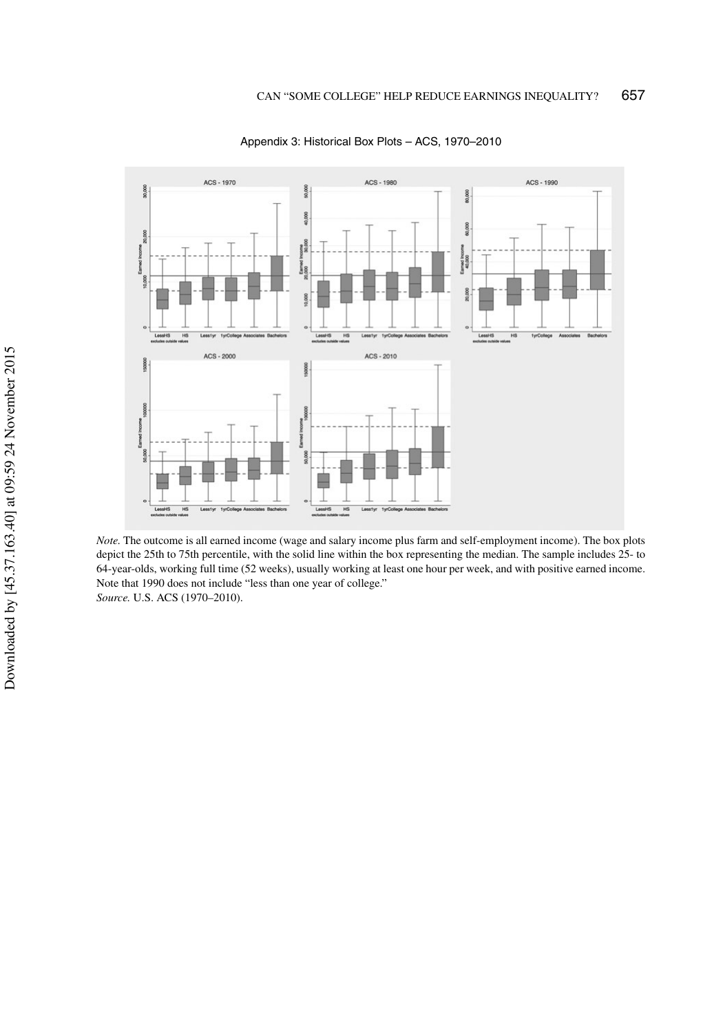Appendix 3: Historical Box Plots – ACS, 1970–2010

*Note.* The outcome is all earned income (wage and salary income plus farm and self-employment income). The box plots depict the 25th to 75th percentile, with the solid line within the box representing the median. The sample includes 25- to 64-year-olds, working full time (52 weeks), usually working at least one hour per week, and with positive earned income. Note that 1990 does not include "less than one year of college."
*Source.* U.S. ACS (1970–2010).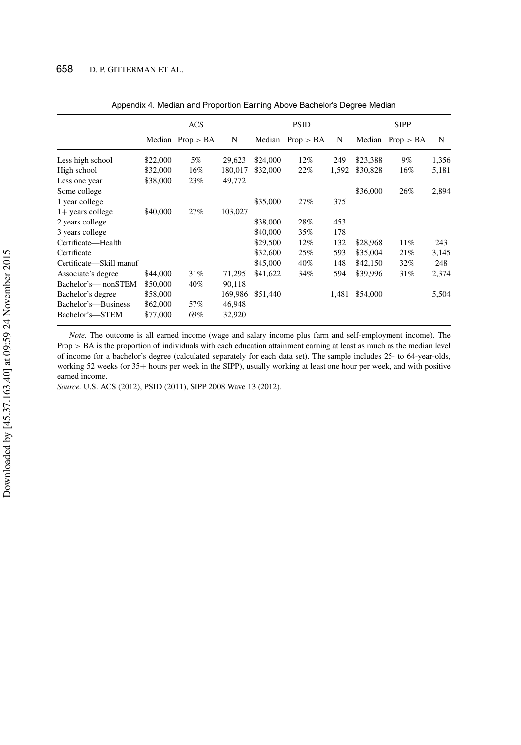Appendix 4. Median and Proportion Earning Above Bachelor's Degree Median

| | ACS | | | PSID | | | SIPP | | |
|---|---|---|---|---|---|---|---|---|---|
| | Median | Prop > BA | N | Median | Prop > BA | N | Median | Prop > BA | N |
| Less high school | \$22,000 | 5% | 29,623 | \$24,000 | 12% | 249 | \$23,388 | 9% | 1,356 |
| High school | \$32,000 | 16% | 180,017 | \$32,000 | 22% | 1,592 | \$30,828 | 16% | 5,181 |
| Less one year | \$38,000 | 23% | 49,772 | | | | | | |
| Some college | | | | | | | \$36,000 | 26% | 2,894 |
| 1 year college | | | | \$35,000 | 27% | 375 | | | |
| 1+ years college | \$40,000 | 27% | 103,027 | | | | | | |
| 2 years college | | | | \$38,000 | 28% | 453 | | | |
| 3 years college | | | | \$40,000 | 35% | 178 | | | |
| Certificate—Health | | | | \$29,500 | 12% | 132 | \$28,968 | 11% | 243 |
| Certificate | | | | \$32,600 | 25% | 593 | \$35,004 | 21% | 3,145 |
| Certificate—Skill manuf | | | | \$45,000 | 40% | 148 | \$42,150 | 32% | 248 |
| Associate's degree | \$44,000 | 31% | 71,295 | \$41,622 | 34% | 594 | \$39,996 | 31% | 2,374 |
| Bachelor's— nonSTEM | \$50,000 | 40% | 90,118 | | | | | | |
| Bachelor's degree | \$58,000 | | 169,986 | \$51,440 | | 1,481 | \$54,000 | | 5,504 |
| Bachelor's—Business | \$62,000 | 57% | 46,948 | | | | | | |
| Bachelor's—STEM | \$77,000 | 69% | 32,920 | | | | | | |

*Note.* The outcome is all earned income (wage and salary income plus farm and self-employment income). The Prop > BA is the proportion of individuals with each education attainment earning at least as much as the median level of income for a bachelor's degree (calculated separately for each data set). The sample includes 25- to 64-year-olds, working 52 weeks (or 35+ hours per week in the SIPP), usually working at least one hour per week, and with positive earned income.

*Source.* U.S. ACS (2012), PSID (2011), SIPP 2008 Wave 13 (2012).